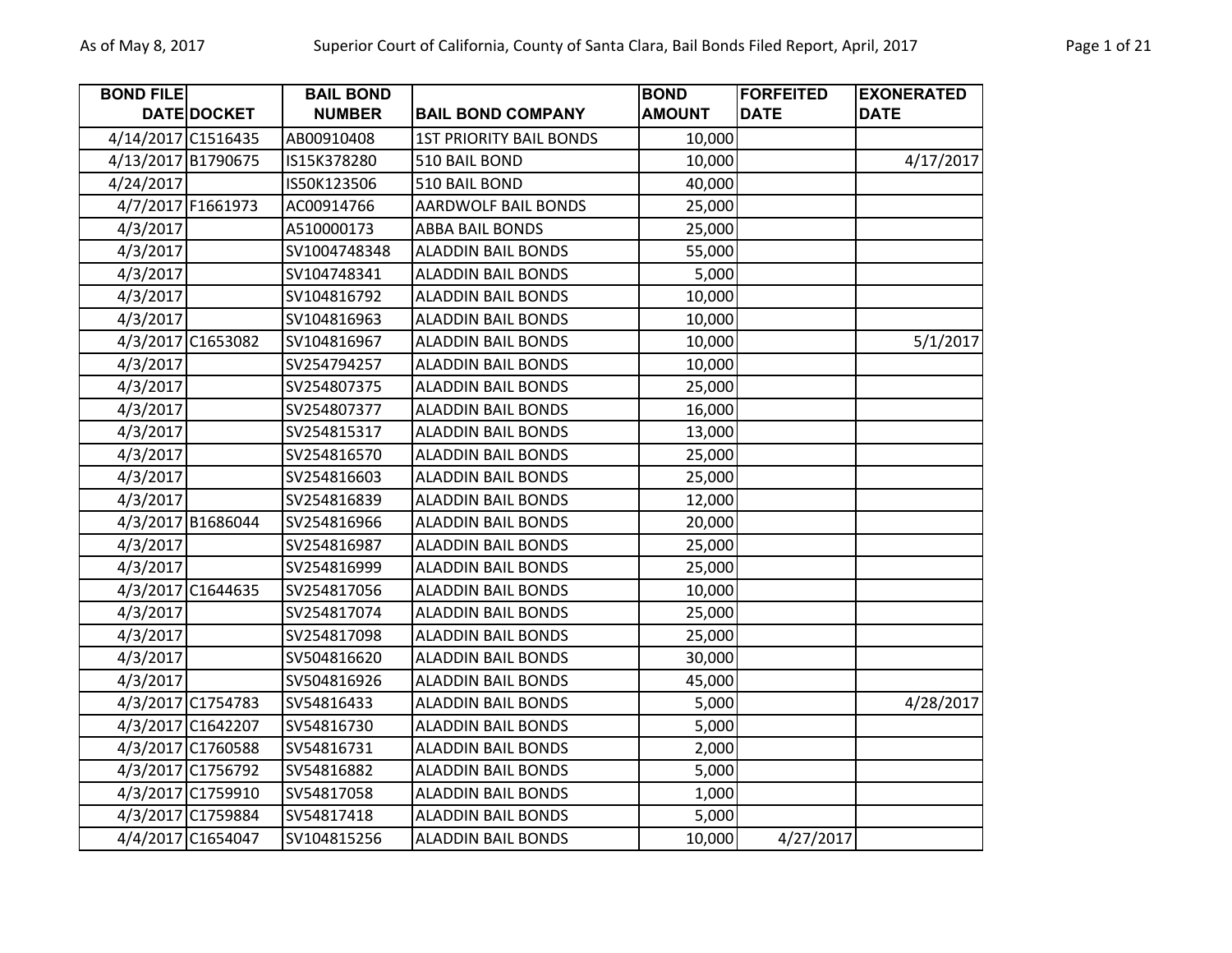| BOND FILE DATE | DOCKET | BAIL BOND NUMBER | BAIL BOND COMPANY | BOND AMOUNT | FORFEITED DATE | EXONERATED DATE |
|---|---|---|---|---|---|---|
| 4/14/2017 | C1516435 | AB00910408 | 1ST PRIORITY BAIL BONDS | 10,000 | | |
| 4/13/2017 | B1790675 | IS15K378280 | 510 BAIL BOND | 10,000 | | 4/17/2017 |
| 4/24/2017 | | IS50K123506 | 510 BAIL BOND | 40,000 | | |
| 4/7/2017 | F1661973 | AC00914766 | AARDWOLF BAIL BONDS | 25,000 | | |
| 4/3/2017 | | A510000173 | ABBA BAIL BONDS | 25,000 | | |
| 4/3/2017 | | SV1004748348 | ALADDIN BAIL BONDS | 55,000 | | |
| 4/3/2017 | | SV104748341 | ALADDIN BAIL BONDS | 5,000 | | |
| 4/3/2017 | | SV104816792 | ALADDIN BAIL BONDS | 10,000 | | |
| 4/3/2017 | | SV104816963 | ALADDIN BAIL BONDS | 10,000 | | |
| 4/3/2017 | C1653082 | SV104816967 | ALADDIN BAIL BONDS | 10,000 | | 5/1/2017 |
| 4/3/2017 | | SV254794257 | ALADDIN BAIL BONDS | 10,000 | | |
| 4/3/2017 | | SV254807375 | ALADDIN BAIL BONDS | 25,000 | | |
| 4/3/2017 | | SV254807377 | ALADDIN BAIL BONDS | 16,000 | | |
| 4/3/2017 | | SV254815317 | ALADDIN BAIL BONDS | 13,000 | | |
| 4/3/2017 | | SV254816570 | ALADDIN BAIL BONDS | 25,000 | | |
| 4/3/2017 | | SV254816603 | ALADDIN BAIL BONDS | 25,000 | | |
| 4/3/2017 | | SV254816839 | ALADDIN BAIL BONDS | 12,000 | | |
| 4/3/2017 | B1686044 | SV254816966 | ALADDIN BAIL BONDS | 20,000 | | |
| 4/3/2017 | | SV254816987 | ALADDIN BAIL BONDS | 25,000 | | |
| 4/3/2017 | | SV254816999 | ALADDIN BAIL BONDS | 25,000 | | |
| 4/3/2017 | C1644635 | SV254817056 | ALADDIN BAIL BONDS | 10,000 | | |
| 4/3/2017 | | SV254817074 | ALADDIN BAIL BONDS | 25,000 | | |
| 4/3/2017 | | SV254817098 | ALADDIN BAIL BONDS | 25,000 | | |
| 4/3/2017 | | SV504816620 | ALADDIN BAIL BONDS | 30,000 | | |
| 4/3/2017 | | SV504816926 | ALADDIN BAIL BONDS | 45,000 | | |
| 4/3/2017 | C1754783 | SV54816433 | ALADDIN BAIL BONDS | 5,000 | | 4/28/2017 |
| 4/3/2017 | C1642207 | SV54816730 | ALADDIN BAIL BONDS | 5,000 | | |
| 4/3/2017 | C1760588 | SV54816731 | ALADDIN BAIL BONDS | 2,000 | | |
| 4/3/2017 | C1756792 | SV54816882 | ALADDIN BAIL BONDS | 5,000 | | |
| 4/3/2017 | C1759910 | SV54817058 | ALADDIN BAIL BONDS | 1,000 | | |
| 4/3/2017 | C1759884 | SV54817418 | ALADDIN BAIL BONDS | 5,000 | | |
| 4/4/2017 | C1654047 | SV104815256 | ALADDIN BAIL BONDS | 10,000 | 4/27/2017 | |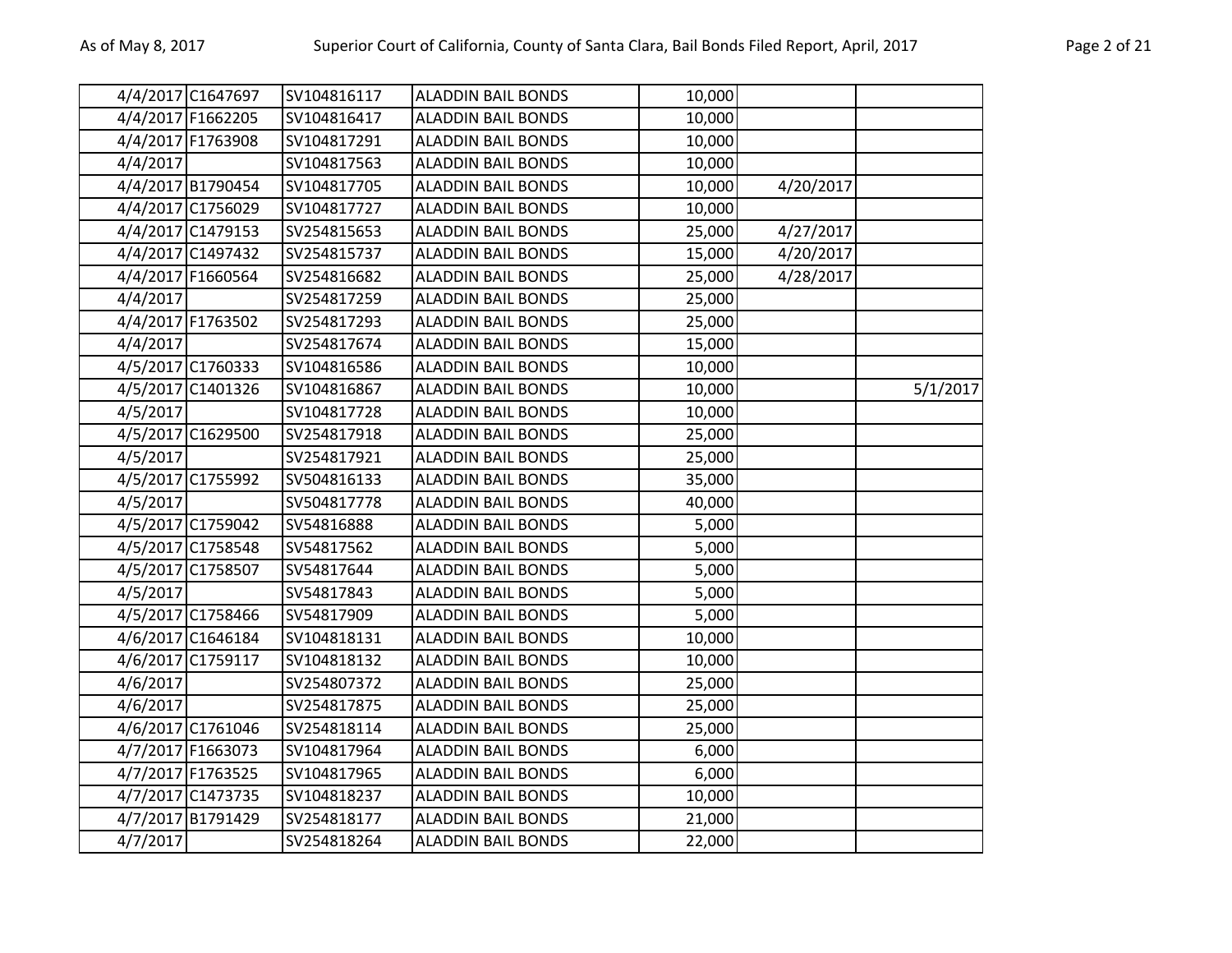|  |  |  |  |  |  |  |
|---|---|---|---|---|---|---|
| 4/4/2017 | C1647697 | SV104816117 | ALADDIN BAIL BONDS | 10,000 |  |  |
| 4/4/2017 | F1662205 | SV104816417 | ALADDIN BAIL BONDS | 10,000 |  |  |
| 4/4/2017 | F1763908 | SV104817291 | ALADDIN BAIL BONDS | 10,000 |  |  |
| 4/4/2017 |  | SV104817563 | ALADDIN BAIL BONDS | 10,000 |  |  |
| 4/4/2017 | B1790454 | SV104817705 | ALADDIN BAIL BONDS | 10,000 | 4/20/2017 |  |
| 4/4/2017 | C1756029 | SV104817727 | ALADDIN BAIL BONDS | 10,000 |  |  |
| 4/4/2017 | C1479153 | SV254815653 | ALADDIN BAIL BONDS | 25,000 | 4/27/2017 |  |
| 4/4/2017 | C1497432 | SV254815737 | ALADDIN BAIL BONDS | 15,000 | 4/20/2017 |  |
| 4/4/2017 | F1660564 | SV254816682 | ALADDIN BAIL BONDS | 25,000 | 4/28/2017 |  |
| 4/4/2017 |  | SV254817259 | ALADDIN BAIL BONDS | 25,000 |  |  |
| 4/4/2017 | F1763502 | SV254817293 | ALADDIN BAIL BONDS | 25,000 |  |  |
| 4/4/2017 |  | SV254817674 | ALADDIN BAIL BONDS | 15,000 |  |  |
| 4/5/2017 | C1760333 | SV104816586 | ALADDIN BAIL BONDS | 10,000 |  |  |
| 4/5/2017 | C1401326 | SV104816867 | ALADDIN BAIL BONDS | 10,000 |  | 5/1/2017 |
| 4/5/2017 |  | SV104817728 | ALADDIN BAIL BONDS | 10,000 |  |  |
| 4/5/2017 | C1629500 | SV254817918 | ALADDIN BAIL BONDS | 25,000 |  |  |
| 4/5/2017 |  | SV254817921 | ALADDIN BAIL BONDS | 25,000 |  |  |
| 4/5/2017 | C1755992 | SV504816133 | ALADDIN BAIL BONDS | 35,000 |  |  |
| 4/5/2017 |  | SV504817778 | ALADDIN BAIL BONDS | 40,000 |  |  |
| 4/5/2017 | C1759042 | SV54816888 | ALADDIN BAIL BONDS | 5,000 |  |  |
| 4/5/2017 | C1758548 | SV54817562 | ALADDIN BAIL BONDS | 5,000 |  |  |
| 4/5/2017 | C1758507 | SV54817644 | ALADDIN BAIL BONDS | 5,000 |  |  |
| 4/5/2017 |  | SV54817843 | ALADDIN BAIL BONDS | 5,000 |  |  |
| 4/5/2017 | C1758466 | SV54817909 | ALADDIN BAIL BONDS | 5,000 |  |  |
| 4/6/2017 | C1646184 | SV104818131 | ALADDIN BAIL BONDS | 10,000 |  |  |
| 4/6/2017 | C1759117 | SV104818132 | ALADDIN BAIL BONDS | 10,000 |  |  |
| 4/6/2017 |  | SV254807372 | ALADDIN BAIL BONDS | 25,000 |  |  |
| 4/6/2017 |  | SV254817875 | ALADDIN BAIL BONDS | 25,000 |  |  |
| 4/6/2017 | C1761046 | SV254818114 | ALADDIN BAIL BONDS | 25,000 |  |  |
| 4/7/2017 | F1663073 | SV104817964 | ALADDIN BAIL BONDS | 6,000 |  |  |
| 4/7/2017 | F1763525 | SV104817965 | ALADDIN BAIL BONDS | 6,000 |  |  |
| 4/7/2017 | C1473735 | SV104818237 | ALADDIN BAIL BONDS | 10,000 |  |  |
| 4/7/2017 | B1791429 | SV254818177 | ALADDIN BAIL BONDS | 21,000 |  |  |
| 4/7/2017 |  | SV254818264 | ALADDIN BAIL BONDS | 22,000 |  |  |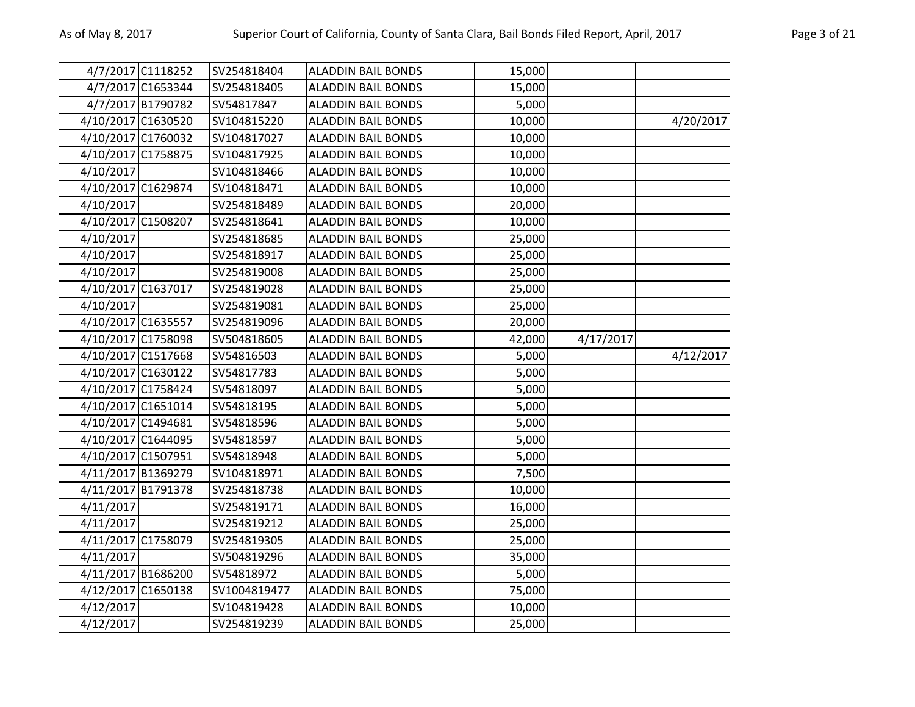| | | | | | | |
|---|---|---|---|---|---|---|
| 4/7/2017 | C1118252 | SV254818404 | ALADDIN BAIL BONDS | 15,000 | | |
| 4/7/2017 | C1653344 | SV254818405 | ALADDIN BAIL BONDS | 15,000 | | |
| 4/7/2017 | B1790782 | SV54817847 | ALADDIN BAIL BONDS | 5,000 | | |
| 4/10/2017 | C1630520 | SV104815220 | ALADDIN BAIL BONDS | 10,000 | | 4/20/2017 |
| 4/10/2017 | C1760032 | SV104817027 | ALADDIN BAIL BONDS | 10,000 | | |
| 4/10/2017 | C1758875 | SV104817925 | ALADDIN BAIL BONDS | 10,000 | | |
| 4/10/2017 | | SV104818466 | ALADDIN BAIL BONDS | 10,000 | | |
| 4/10/2017 | C1629874 | SV104818471 | ALADDIN BAIL BONDS | 10,000 | | |
| 4/10/2017 | | SV254818489 | ALADDIN BAIL BONDS | 20,000 | | |
| 4/10/2017 | C1508207 | SV254818641 | ALADDIN BAIL BONDS | 10,000 | | |
| 4/10/2017 | | SV254818685 | ALADDIN BAIL BONDS | 25,000 | | |
| 4/10/2017 | | SV254818917 | ALADDIN BAIL BONDS | 25,000 | | |
| 4/10/2017 | | SV254819008 | ALADDIN BAIL BONDS | 25,000 | | |
| 4/10/2017 | C1637017 | SV254819028 | ALADDIN BAIL BONDS | 25,000 | | |
| 4/10/2017 | | SV254819081 | ALADDIN BAIL BONDS | 25,000 | | |
| 4/10/2017 | C1635557 | SV254819096 | ALADDIN BAIL BONDS | 20,000 | | |
| 4/10/2017 | C1758098 | SV504818605 | ALADDIN BAIL BONDS | 42,000 | 4/17/2017 | |
| 4/10/2017 | C1517668 | SV54816503 | ALADDIN BAIL BONDS | 5,000 | | 4/12/2017 |
| 4/10/2017 | C1630122 | SV54817783 | ALADDIN BAIL BONDS | 5,000 | | |
| 4/10/2017 | C1758424 | SV54818097 | ALADDIN BAIL BONDS | 5,000 | | |
| 4/10/2017 | C1651014 | SV54818195 | ALADDIN BAIL BONDS | 5,000 | | |
| 4/10/2017 | C1494681 | SV54818596 | ALADDIN BAIL BONDS | 5,000 | | |
| 4/10/2017 | C1644095 | SV54818597 | ALADDIN BAIL BONDS | 5,000 | | |
| 4/10/2017 | C1507951 | SV54818948 | ALADDIN BAIL BONDS | 5,000 | | |
| 4/11/2017 | B1369279 | SV104818971 | ALADDIN BAIL BONDS | 7,500 | | |
| 4/11/2017 | B1791378 | SV254818738 | ALADDIN BAIL BONDS | 10,000 | | |
| 4/11/2017 | | SV254819171 | ALADDIN BAIL BONDS | 16,000 | | |
| 4/11/2017 | | SV254819212 | ALADDIN BAIL BONDS | 25,000 | | |
| 4/11/2017 | C1758079 | SV254819305 | ALADDIN BAIL BONDS | 25,000 | | |
| 4/11/2017 | | SV504819296 | ALADDIN BAIL BONDS | 35,000 | | |
| 4/11/2017 | B1686200 | SV54818972 | ALADDIN BAIL BONDS | 5,000 | | |
| 4/12/2017 | C1650138 | SV1004819477 | ALADDIN BAIL BONDS | 75,000 | | |
| 4/12/2017 | | SV104819428 | ALADDIN BAIL BONDS | 10,000 | | |
| 4/12/2017 | | SV254819239 | ALADDIN BAIL BONDS | 25,000 | | |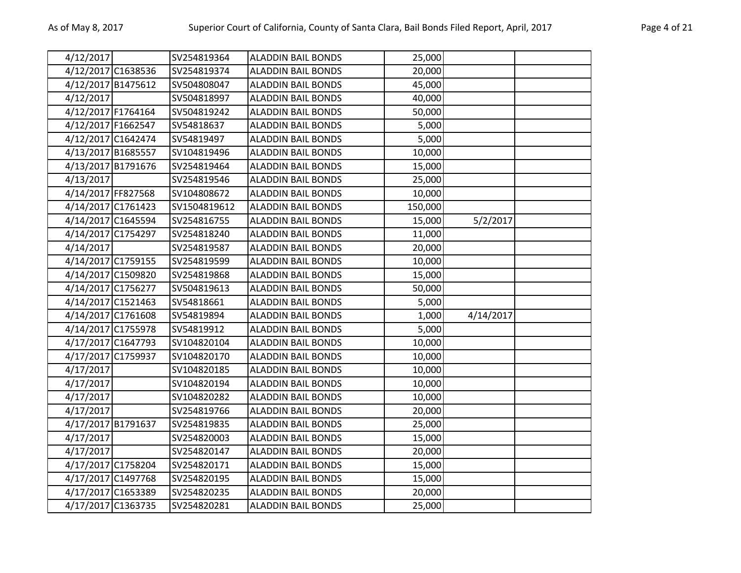| | | | | | | |
|---|---|---|---|---|---|---|
| 4/12/2017 | | SV254819364 | ALADDIN BAIL BONDS | 25,000 | | |
| 4/12/2017 | C1638536 | SV254819374 | ALADDIN BAIL BONDS | 20,000 | | |
| 4/12/2017 | B1475612 | SV504808047 | ALADDIN BAIL BONDS | 45,000 | | |
| 4/12/2017 | | SV504818997 | ALADDIN BAIL BONDS | 40,000 | | |
| 4/12/2017 | F1764164 | SV504819242 | ALADDIN BAIL BONDS | 50,000 | | |
| 4/12/2017 | F1662547 | SV54818637 | ALADDIN BAIL BONDS | 5,000 | | |
| 4/12/2017 | C1642474 | SV54819497 | ALADDIN BAIL BONDS | 5,000 | | |
| 4/13/2017 | B1685557 | SV104819496 | ALADDIN BAIL BONDS | 10,000 | | |
| 4/13/2017 | B1791676 | SV254819464 | ALADDIN BAIL BONDS | 15,000 | | |
| 4/13/2017 | | SV254819546 | ALADDIN BAIL BONDS | 25,000 | | |
| 4/14/2017 | FF827568 | SV104808672 | ALADDIN BAIL BONDS | 10,000 | | |
| 4/14/2017 | C1761423 | SV1504819612 | ALADDIN BAIL BONDS | 150,000 | | |
| 4/14/2017 | C1645594 | SV254816755 | ALADDIN BAIL BONDS | 15,000 | 5/2/2017 | |
| 4/14/2017 | C1754297 | SV254818240 | ALADDIN BAIL BONDS | 11,000 | | |
| 4/14/2017 | | SV254819587 | ALADDIN BAIL BONDS | 20,000 | | |
| 4/14/2017 | C1759155 | SV254819599 | ALADDIN BAIL BONDS | 10,000 | | |
| 4/14/2017 | C1509820 | SV254819868 | ALADDIN BAIL BONDS | 15,000 | | |
| 4/14/2017 | C1756277 | SV504819613 | ALADDIN BAIL BONDS | 50,000 | | |
| 4/14/2017 | C1521463 | SV54818661 | ALADDIN BAIL BONDS | 5,000 | | |
| 4/14/2017 | C1761608 | SV54819894 | ALADDIN BAIL BONDS | 1,000 | 4/14/2017 | |
| 4/14/2017 | C1755978 | SV54819912 | ALADDIN BAIL BONDS | 5,000 | | |
| 4/17/2017 | C1647793 | SV104820104 | ALADDIN BAIL BONDS | 10,000 | | |
| 4/17/2017 | C1759937 | SV104820170 | ALADDIN BAIL BONDS | 10,000 | | |
| 4/17/2017 | | SV104820185 | ALADDIN BAIL BONDS | 10,000 | | |
| 4/17/2017 | | SV104820194 | ALADDIN BAIL BONDS | 10,000 | | |
| 4/17/2017 | | SV104820282 | ALADDIN BAIL BONDS | 10,000 | | |
| 4/17/2017 | | SV254819766 | ALADDIN BAIL BONDS | 20,000 | | |
| 4/17/2017 | B1791637 | SV254819835 | ALADDIN BAIL BONDS | 25,000 | | |
| 4/17/2017 | | SV254820003 | ALADDIN BAIL BONDS | 15,000 | | |
| 4/17/2017 | | SV254820147 | ALADDIN BAIL BONDS | 20,000 | | |
| 4/17/2017 | C1758204 | SV254820171 | ALADDIN BAIL BONDS | 15,000 | | |
| 4/17/2017 | C1497768 | SV254820195 | ALADDIN BAIL BONDS | 15,000 | | |
| 4/17/2017 | C1653389 | SV254820235 | ALADDIN BAIL BONDS | 20,000 | | |
| 4/17/2017 | C1363735 | SV254820281 | ALADDIN BAIL BONDS | 25,000 | | |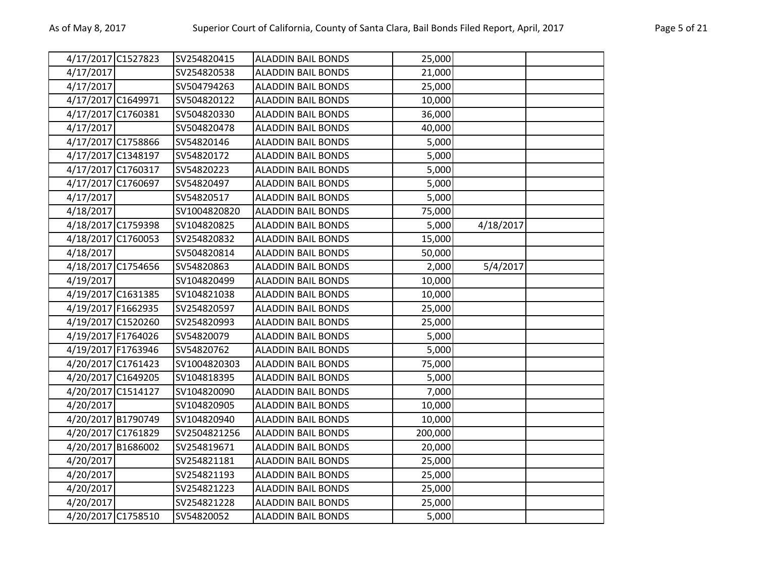| | | | | | | |
|---|---|---|---|---|---|---|
| 4/17/2017 | C1527823 | SV254820415 | ALADDIN BAIL BONDS | 25,000 | | |
| 4/17/2017 | | SV254820538 | ALADDIN BAIL BONDS | 21,000 | | |
| 4/17/2017 | | SV504794263 | ALADDIN BAIL BONDS | 25,000 | | |
| 4/17/2017 | C1649971 | SV504820122 | ALADDIN BAIL BONDS | 10,000 | | |
| 4/17/2017 | C1760381 | SV504820330 | ALADDIN BAIL BONDS | 36,000 | | |
| 4/17/2017 | | SV504820478 | ALADDIN BAIL BONDS | 40,000 | | |
| 4/17/2017 | C1758866 | SV54820146 | ALADDIN BAIL BONDS | 5,000 | | |
| 4/17/2017 | C1348197 | SV54820172 | ALADDIN BAIL BONDS | 5,000 | | |
| 4/17/2017 | C1760317 | SV54820223 | ALADDIN BAIL BONDS | 5,000 | | |
| 4/17/2017 | C1760697 | SV54820497 | ALADDIN BAIL BONDS | 5,000 | | |
| 4/17/2017 | | SV54820517 | ALADDIN BAIL BONDS | 5,000 | | |
| 4/18/2017 | | SV1004820820 | ALADDIN BAIL BONDS | 75,000 | | |
| 4/18/2017 | C1759398 | SV104820825 | ALADDIN BAIL BONDS | 5,000 | 4/18/2017 | |
| 4/18/2017 | C1760053 | SV254820832 | ALADDIN BAIL BONDS | 15,000 | | |
| 4/18/2017 | | SV504820814 | ALADDIN BAIL BONDS | 50,000 | | |
| 4/18/2017 | C1754656 | SV54820863 | ALADDIN BAIL BONDS | 2,000 | 5/4/2017 | |
| 4/19/2017 | | SV104820499 | ALADDIN BAIL BONDS | 10,000 | | |
| 4/19/2017 | C1631385 | SV104821038 | ALADDIN BAIL BONDS | 10,000 | | |
| 4/19/2017 | F1662935 | SV254820597 | ALADDIN BAIL BONDS | 25,000 | | |
| 4/19/2017 | C1520260 | SV254820993 | ALADDIN BAIL BONDS | 25,000 | | |
| 4/19/2017 | F1764026 | SV54820079 | ALADDIN BAIL BONDS | 5,000 | | |
| 4/19/2017 | F1763946 | SV54820762 | ALADDIN BAIL BONDS | 5,000 | | |
| 4/20/2017 | C1761423 | SV1004820303 | ALADDIN BAIL BONDS | 75,000 | | |
| 4/20/2017 | C1649205 | SV104818395 | ALADDIN BAIL BONDS | 5,000 | | |
| 4/20/2017 | C1514127 | SV104820090 | ALADDIN BAIL BONDS | 7,000 | | |
| 4/20/2017 | | SV104820905 | ALADDIN BAIL BONDS | 10,000 | | |
| 4/20/2017 | B1790749 | SV104820940 | ALADDIN BAIL BONDS | 10,000 | | |
| 4/20/2017 | C1761829 | SV2504821256 | ALADDIN BAIL BONDS | 200,000 | | |
| 4/20/2017 | B1686002 | SV254819671 | ALADDIN BAIL BONDS | 20,000 | | |
| 4/20/2017 | | SV254821181 | ALADDIN BAIL BONDS | 25,000 | | |
| 4/20/2017 | | SV254821193 | ALADDIN BAIL BONDS | 25,000 | | |
| 4/20/2017 | | SV254821223 | ALADDIN BAIL BONDS | 25,000 | | |
| 4/20/2017 | | SV254821228 | ALADDIN BAIL BONDS | 25,000 | | |
| 4/20/2017 | C1758510 | SV54820052 | ALADDIN BAIL BONDS | 5,000 | | |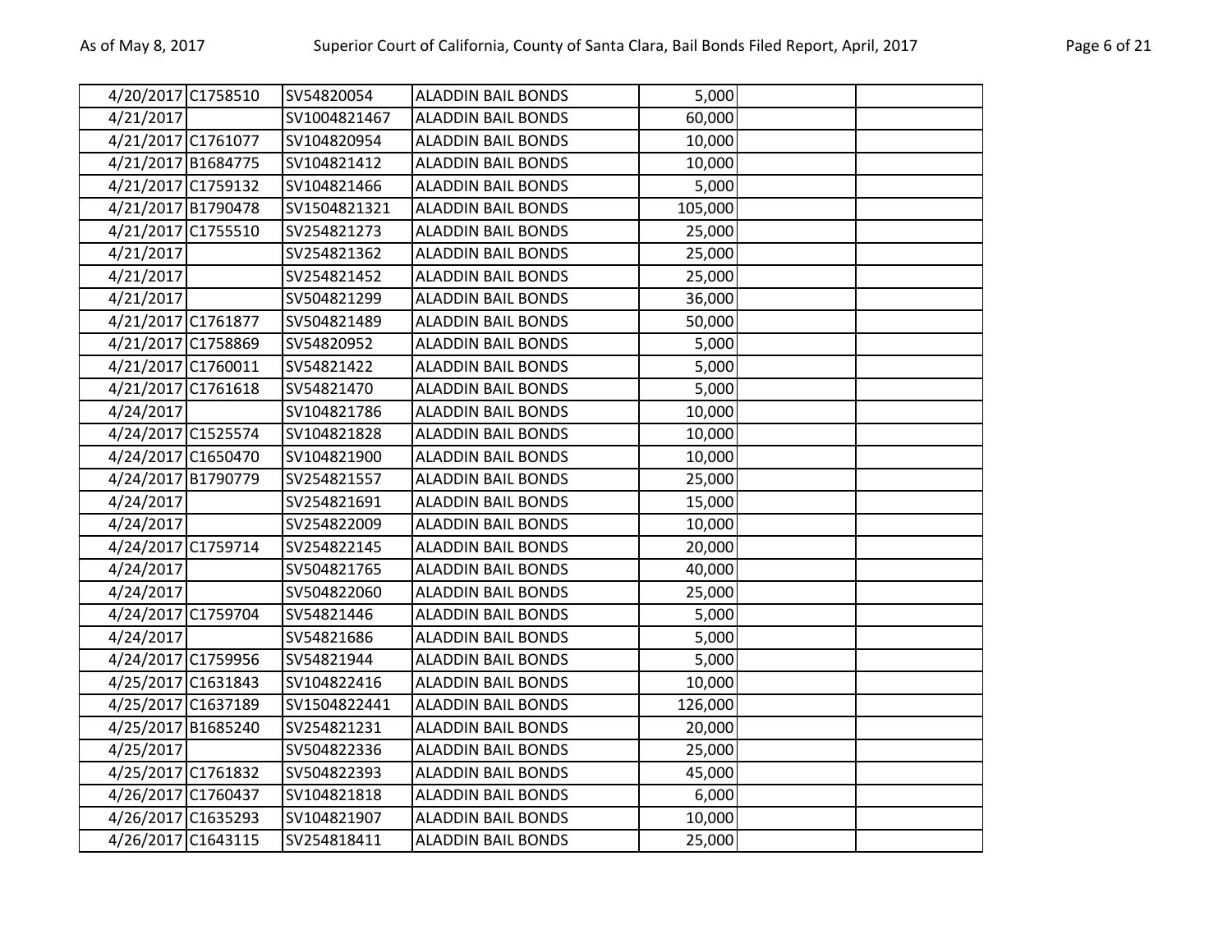| | | | | | | |
|---|---|---|---|---|---|---|
| 4/20/2017 | C1758510 | SV54820054 | ALADDIN BAIL BONDS | 5,000 | | |
| 4/21/2017 | | SV1004821467 | ALADDIN BAIL BONDS | 60,000 | | |
| 4/21/2017 | C1761077 | SV104820954 | ALADDIN BAIL BONDS | 10,000 | | |
| 4/21/2017 | B1684775 | SV104821412 | ALADDIN BAIL BONDS | 10,000 | | |
| 4/21/2017 | C1759132 | SV104821466 | ALADDIN BAIL BONDS | 5,000 | | |
| 4/21/2017 | B1790478 | SV1504821321 | ALADDIN BAIL BONDS | 105,000 | | |
| 4/21/2017 | C1755510 | SV254821273 | ALADDIN BAIL BONDS | 25,000 | | |
| 4/21/2017 | | SV254821362 | ALADDIN BAIL BONDS | 25,000 | | |
| 4/21/2017 | | SV254821452 | ALADDIN BAIL BONDS | 25,000 | | |
| 4/21/2017 | | SV504821299 | ALADDIN BAIL BONDS | 36,000 | | |
| 4/21/2017 | C1761877 | SV504821489 | ALADDIN BAIL BONDS | 50,000 | | |
| 4/21/2017 | C1758869 | SV54820952 | ALADDIN BAIL BONDS | 5,000 | | |
| 4/21/2017 | C1760011 | SV54821422 | ALADDIN BAIL BONDS | 5,000 | | |
| 4/21/2017 | C1761618 | SV54821470 | ALADDIN BAIL BONDS | 5,000 | | |
| 4/24/2017 | | SV104821786 | ALADDIN BAIL BONDS | 10,000 | | |
| 4/24/2017 | C1525574 | SV104821828 | ALADDIN BAIL BONDS | 10,000 | | |
| 4/24/2017 | C1650470 | SV104821900 | ALADDIN BAIL BONDS | 10,000 | | |
| 4/24/2017 | B1790779 | SV254821557 | ALADDIN BAIL BONDS | 25,000 | | |
| 4/24/2017 | | SV254821691 | ALADDIN BAIL BONDS | 15,000 | | |
| 4/24/2017 | | SV254822009 | ALADDIN BAIL BONDS | 10,000 | | |
| 4/24/2017 | C1759714 | SV254822145 | ALADDIN BAIL BONDS | 20,000 | | |
| 4/24/2017 | | SV504821765 | ALADDIN BAIL BONDS | 40,000 | | |
| 4/24/2017 | | SV504822060 | ALADDIN BAIL BONDS | 25,000 | | |
| 4/24/2017 | C1759704 | SV54821446 | ALADDIN BAIL BONDS | 5,000 | | |
| 4/24/2017 | | SV54821686 | ALADDIN BAIL BONDS | 5,000 | | |
| 4/24/2017 | C1759956 | SV54821944 | ALADDIN BAIL BONDS | 5,000 | | |
| 4/25/2017 | C1631843 | SV104822416 | ALADDIN BAIL BONDS | 10,000 | | |
| 4/25/2017 | C1637189 | SV1504822441 | ALADDIN BAIL BONDS | 126,000 | | |
| 4/25/2017 | B1685240 | SV254821231 | ALADDIN BAIL BONDS | 20,000 | | |
| 4/25/2017 | | SV504822336 | ALADDIN BAIL BONDS | 25,000 | | |
| 4/25/2017 | C1761832 | SV504822393 | ALADDIN BAIL BONDS | 45,000 | | |
| 4/26/2017 | C1760437 | SV104821818 | ALADDIN BAIL BONDS | 6,000 | | |
| 4/26/2017 | C1635293 | SV104821907 | ALADDIN BAIL BONDS | 10,000 | | |
| 4/26/2017 | C1643115 | SV254818411 | ALADDIN BAIL BONDS | 25,000 | | |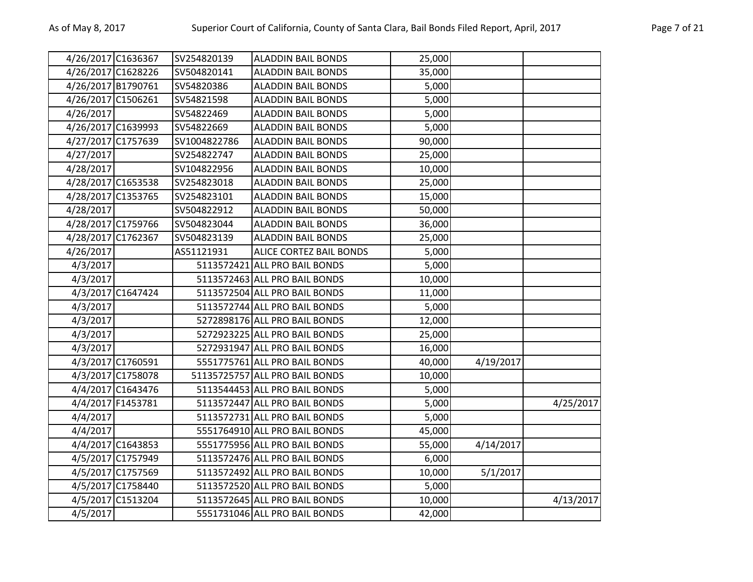| | | | | | | |
|---|---|---|---|---|---|---|
| 4/26/2017 | C1636367 | SV254820139 | ALADDIN BAIL BONDS | 25,000 | | |
| 4/26/2017 | C1628226 | SV504820141 | ALADDIN BAIL BONDS | 35,000 | | |
| 4/26/2017 | B1790761 | SV54820386 | ALADDIN BAIL BONDS | 5,000 | | |
| 4/26/2017 | C1506261 | SV54821598 | ALADDIN BAIL BONDS | 5,000 | | |
| 4/26/2017 | | SV54822469 | ALADDIN BAIL BONDS | 5,000 | | |
| 4/26/2017 | C1639993 | SV54822669 | ALADDIN BAIL BONDS | 5,000 | | |
| 4/27/2017 | C1757639 | SV1004822786 | ALADDIN BAIL BONDS | 90,000 | | |
| 4/27/2017 | | SV254822747 | ALADDIN BAIL BONDS | 25,000 | | |
| 4/28/2017 | | SV104822956 | ALADDIN BAIL BONDS | 10,000 | | |
| 4/28/2017 | C1653538 | SV254823018 | ALADDIN BAIL BONDS | 25,000 | | |
| 4/28/2017 | C1353765 | SV254823101 | ALADDIN BAIL BONDS | 15,000 | | |
| 4/28/2017 | | SV504822912 | ALADDIN BAIL BONDS | 50,000 | | |
| 4/28/2017 | C1759766 | SV504823044 | ALADDIN BAIL BONDS | 36,000 | | |
| 4/28/2017 | C1762367 | SV504823139 | ALADDIN BAIL BONDS | 25,000 | | |
| 4/26/2017 | | AS51121931 | ALICE CORTEZ BAIL BONDS | 5,000 | | |
| 4/3/2017 | | 5113572421 | ALL PRO BAIL BONDS | 5,000 | | |
| 4/3/2017 | | 5113572463 | ALL PRO BAIL BONDS | 10,000 | | |
| 4/3/2017 | C1647424 | 5113572504 | ALL PRO BAIL BONDS | 11,000 | | |
| 4/3/2017 | | 5113572744 | ALL PRO BAIL BONDS | 5,000 | | |
| 4/3/2017 | | 5272898176 | ALL PRO BAIL BONDS | 12,000 | | |
| 4/3/2017 | | 5272923225 | ALL PRO BAIL BONDS | 25,000 | | |
| 4/3/2017 | | 5272931947 | ALL PRO BAIL BONDS | 16,000 | | |
| 4/3/2017 | C1760591 | 5551775761 | ALL PRO BAIL BONDS | 40,000 | 4/19/2017 | |
| 4/3/2017 | C1758078 | 51135725757 | ALL PRO BAIL BONDS | 10,000 | | |
| 4/4/2017 | C1643476 | 5113544453 | ALL PRO BAIL BONDS | 5,000 | | |
| 4/4/2017 | F1453781 | 5113572447 | ALL PRO BAIL BONDS | 5,000 | | 4/25/2017 |
| 4/4/2017 | | 5113572731 | ALL PRO BAIL BONDS | 5,000 | | |
| 4/4/2017 | | 5551764910 | ALL PRO BAIL BONDS | 45,000 | | |
| 4/4/2017 | C1643853 | 5551775956 | ALL PRO BAIL BONDS | 55,000 | 4/14/2017 | |
| 4/5/2017 | C1757949 | 5113572476 | ALL PRO BAIL BONDS | 6,000 | | |
| 4/5/2017 | C1757569 | 5113572492 | ALL PRO BAIL BONDS | 10,000 | 5/1/2017 | |
| 4/5/2017 | C1758440 | 5113572520 | ALL PRO BAIL BONDS | 5,000 | | |
| 4/5/2017 | C1513204 | 5113572645 | ALL PRO BAIL BONDS | 10,000 | | 4/13/2017 |
| 4/5/2017 | | 5551731046 | ALL PRO BAIL BONDS | 42,000 | | |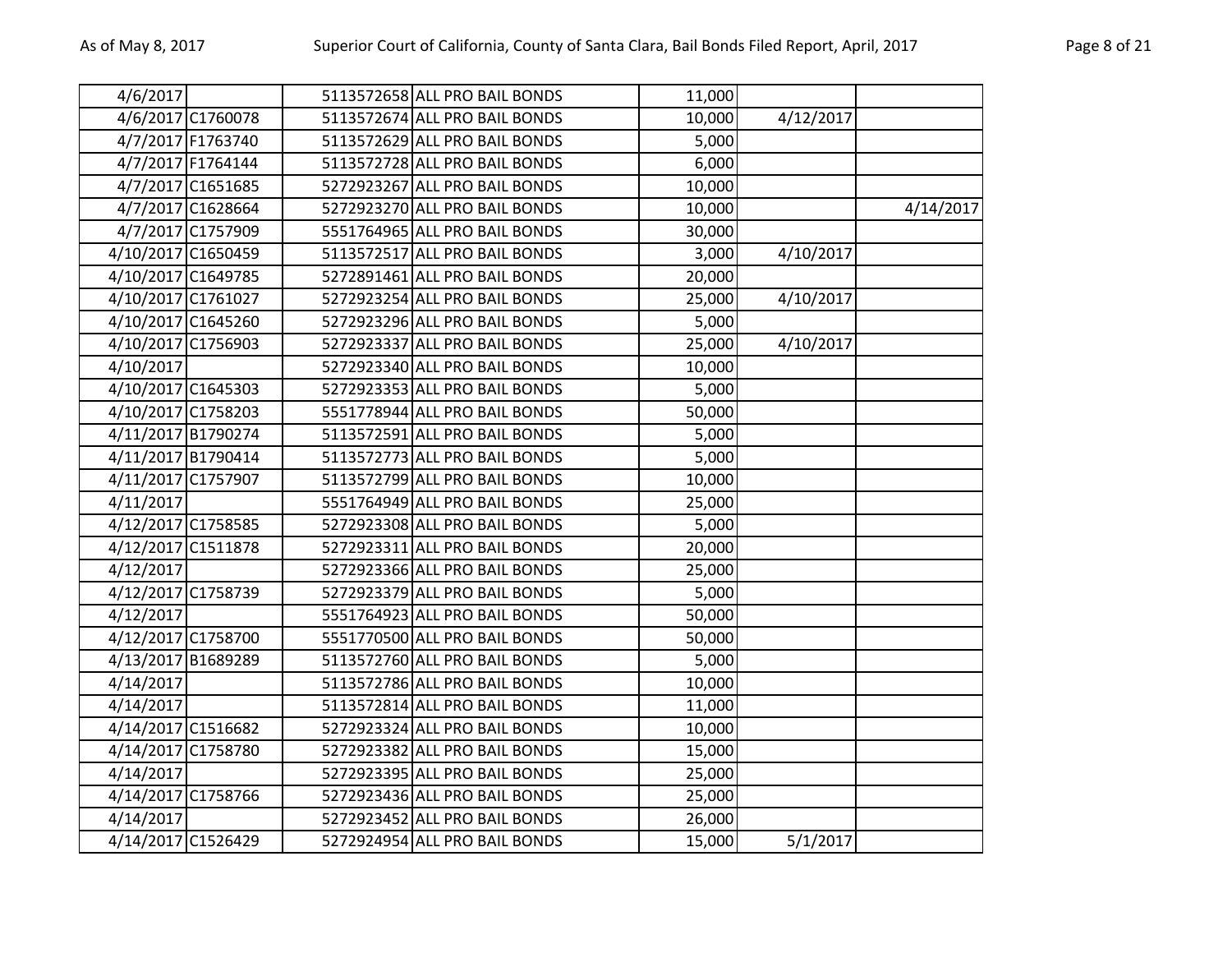| | | | | | | |
|---|---|---|---|---|---|---|
| 4/6/2017 | | 5113572658 | ALL PRO BAIL BONDS | 11,000 | | |
| 4/6/2017 | C1760078 | 5113572674 | ALL PRO BAIL BONDS | 10,000 | 4/12/2017 | |
| 4/7/2017 | F1763740 | 5113572629 | ALL PRO BAIL BONDS | 5,000 | | |
| 4/7/2017 | F1764144 | 5113572728 | ALL PRO BAIL BONDS | 6,000 | | |
| 4/7/2017 | C1651685 | 5272923267 | ALL PRO BAIL BONDS | 10,000 | | |
| 4/7/2017 | C1628664 | 5272923270 | ALL PRO BAIL BONDS | 10,000 | | 4/14/2017 |
| 4/7/2017 | C1757909 | 5551764965 | ALL PRO BAIL BONDS | 30,000 | | |
| 4/10/2017 | C1650459 | 5113572517 | ALL PRO BAIL BONDS | 3,000 | 4/10/2017 | |
| 4/10/2017 | C1649785 | 5272891461 | ALL PRO BAIL BONDS | 20,000 | | |
| 4/10/2017 | C1761027 | 5272923254 | ALL PRO BAIL BONDS | 25,000 | 4/10/2017 | |
| 4/10/2017 | C1645260 | 5272923296 | ALL PRO BAIL BONDS | 5,000 | | |
| 4/10/2017 | C1756903 | 5272923337 | ALL PRO BAIL BONDS | 25,000 | 4/10/2017 | |
| 4/10/2017 | | 5272923340 | ALL PRO BAIL BONDS | 10,000 | | |
| 4/10/2017 | C1645303 | 5272923353 | ALL PRO BAIL BONDS | 5,000 | | |
| 4/10/2017 | C1758203 | 5551778944 | ALL PRO BAIL BONDS | 50,000 | | |
| 4/11/2017 | B1790274 | 5113572591 | ALL PRO BAIL BONDS | 5,000 | | |
| 4/11/2017 | B1790414 | 5113572773 | ALL PRO BAIL BONDS | 5,000 | | |
| 4/11/2017 | C1757907 | 5113572799 | ALL PRO BAIL BONDS | 10,000 | | |
| 4/11/2017 | | 5551764949 | ALL PRO BAIL BONDS | 25,000 | | |
| 4/12/2017 | C1758585 | 5272923308 | ALL PRO BAIL BONDS | 5,000 | | |
| 4/12/2017 | C1511878 | 5272923311 | ALL PRO BAIL BONDS | 20,000 | | |
| 4/12/2017 | | 5272923366 | ALL PRO BAIL BONDS | 25,000 | | |
| 4/12/2017 | C1758739 | 5272923379 | ALL PRO BAIL BONDS | 5,000 | | |
| 4/12/2017 | | 5551764923 | ALL PRO BAIL BONDS | 50,000 | | |
| 4/12/2017 | C1758700 | 5551770500 | ALL PRO BAIL BONDS | 50,000 | | |
| 4/13/2017 | B1689289 | 5113572760 | ALL PRO BAIL BONDS | 5,000 | | |
| 4/14/2017 | | 5113572786 | ALL PRO BAIL BONDS | 10,000 | | |
| 4/14/2017 | | 5113572814 | ALL PRO BAIL BONDS | 11,000 | | |
| 4/14/2017 | C1516682 | 5272923324 | ALL PRO BAIL BONDS | 10,000 | | |
| 4/14/2017 | C1758780 | 5272923382 | ALL PRO BAIL BONDS | 15,000 | | |
| 4/14/2017 | | 5272923395 | ALL PRO BAIL BONDS | 25,000 | | |
| 4/14/2017 | C1758766 | 5272923436 | ALL PRO BAIL BONDS | 25,000 | | |
| 4/14/2017 | | 5272923452 | ALL PRO BAIL BONDS | 26,000 | | |
| 4/14/2017 | C1526429 | 5272924954 | ALL PRO BAIL BONDS | 15,000 | 5/1/2017 | |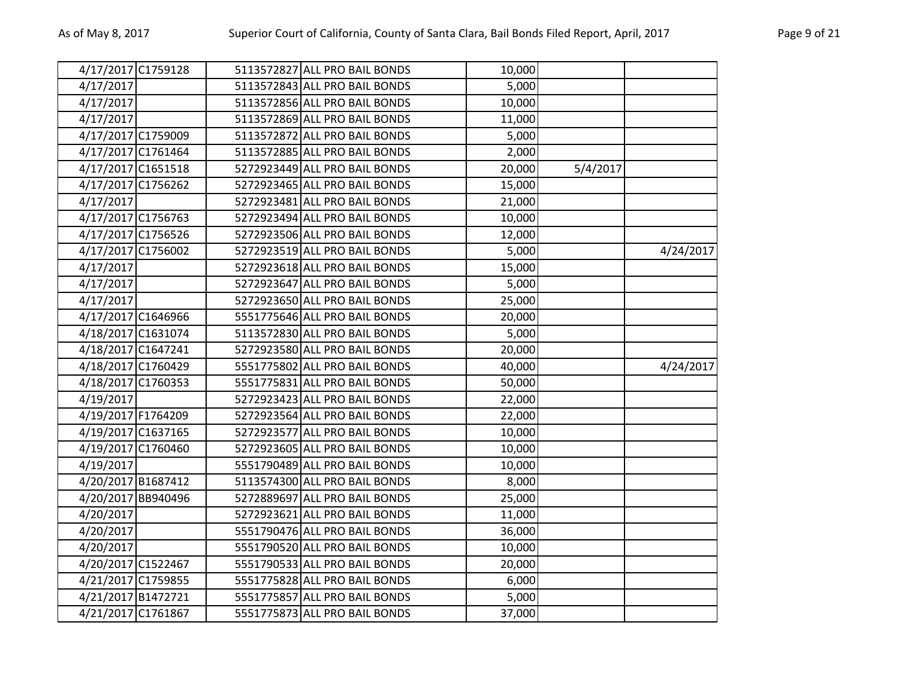| | | | | | | |
|---|---|---|---|---|---|---|
| 4/17/2017 | C1759128 | 5113572827 | ALL PRO BAIL BONDS | 10,000 | | |
| 4/17/2017 | | 5113572843 | ALL PRO BAIL BONDS | 5,000 | | |
| 4/17/2017 | | 5113572856 | ALL PRO BAIL BONDS | 10,000 | | |
| 4/17/2017 | | 5113572869 | ALL PRO BAIL BONDS | 11,000 | | |
| 4/17/2017 | C1759009 | 5113572872 | ALL PRO BAIL BONDS | 5,000 | | |
| 4/17/2017 | C1761464 | 5113572885 | ALL PRO BAIL BONDS | 2,000 | | |
| 4/17/2017 | C1651518 | 5272923449 | ALL PRO BAIL BONDS | 20,000 | 5/4/2017 | |
| 4/17/2017 | C1756262 | 5272923465 | ALL PRO BAIL BONDS | 15,000 | | |
| 4/17/2017 | | 5272923481 | ALL PRO BAIL BONDS | 21,000 | | |
| 4/17/2017 | C1756763 | 5272923494 | ALL PRO BAIL BONDS | 10,000 | | |
| 4/17/2017 | C1756526 | 5272923506 | ALL PRO BAIL BONDS | 12,000 | | |
| 4/17/2017 | C1756002 | 5272923519 | ALL PRO BAIL BONDS | 5,000 | | 4/24/2017 |
| 4/17/2017 | | 5272923618 | ALL PRO BAIL BONDS | 15,000 | | |
| 4/17/2017 | | 5272923647 | ALL PRO BAIL BONDS | 5,000 | | |
| 4/17/2017 | | 5272923650 | ALL PRO BAIL BONDS | 25,000 | | |
| 4/17/2017 | C1646966 | 5551775646 | ALL PRO BAIL BONDS | 20,000 | | |
| 4/18/2017 | C1631074 | 5113572830 | ALL PRO BAIL BONDS | 5,000 | | |
| 4/18/2017 | C1647241 | 5272923580 | ALL PRO BAIL BONDS | 20,000 | | |
| 4/18/2017 | C1760429 | 5551775802 | ALL PRO BAIL BONDS | 40,000 | | 4/24/2017 |
| 4/18/2017 | C1760353 | 5551775831 | ALL PRO BAIL BONDS | 50,000 | | |
| 4/19/2017 | | 5272923423 | ALL PRO BAIL BONDS | 22,000 | | |
| 4/19/2017 | F1764209 | 5272923564 | ALL PRO BAIL BONDS | 22,000 | | |
| 4/19/2017 | C1637165 | 5272923577 | ALL PRO BAIL BONDS | 10,000 | | |
| 4/19/2017 | C1760460 | 5272923605 | ALL PRO BAIL BONDS | 10,000 | | |
| 4/19/2017 | | 5551790489 | ALL PRO BAIL BONDS | 10,000 | | |
| 4/20/2017 | B1687412 | 5113574300 | ALL PRO BAIL BONDS | 8,000 | | |
| 4/20/2017 | BB940496 | 5272889697 | ALL PRO BAIL BONDS | 25,000 | | |
| 4/20/2017 | | 5272923621 | ALL PRO BAIL BONDS | 11,000 | | |
| 4/20/2017 | | 5551790476 | ALL PRO BAIL BONDS | 36,000 | | |
| 4/20/2017 | | 5551790520 | ALL PRO BAIL BONDS | 10,000 | | |
| 4/20/2017 | C1522467 | 5551790533 | ALL PRO BAIL BONDS | 20,000 | | |
| 4/21/2017 | C1759855 | 5551775828 | ALL PRO BAIL BONDS | 6,000 | | |
| 4/21/2017 | B1472721 | 5551775857 | ALL PRO BAIL BONDS | 5,000 | | |
| 4/21/2017 | C1761867 | 5551775873 | ALL PRO BAIL BONDS | 37,000 | | |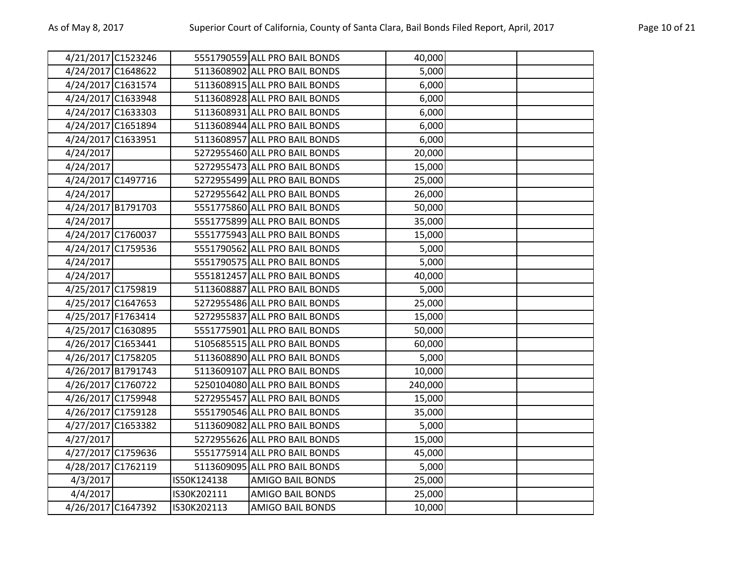| | | | | | | |
|---|---|---|---|---|---|---|
| 4/21/2017 | C1523246 | 5551790559 | ALL PRO BAIL BONDS | 40,000 | | |
| 4/24/2017 | C1648622 | 5113608902 | ALL PRO BAIL BONDS | 5,000 | | |
| 4/24/2017 | C1631574 | 5113608915 | ALL PRO BAIL BONDS | 6,000 | | |
| 4/24/2017 | C1633948 | 5113608928 | ALL PRO BAIL BONDS | 6,000 | | |
| 4/24/2017 | C1633303 | 5113608931 | ALL PRO BAIL BONDS | 6,000 | | |
| 4/24/2017 | C1651894 | 5113608944 | ALL PRO BAIL BONDS | 6,000 | | |
| 4/24/2017 | C1633951 | 5113608957 | ALL PRO BAIL BONDS | 6,000 | | |
| 4/24/2017 | | 5272955460 | ALL PRO BAIL BONDS | 20,000 | | |
| 4/24/2017 | | 5272955473 | ALL PRO BAIL BONDS | 15,000 | | |
| 4/24/2017 | C1497716 | 5272955499 | ALL PRO BAIL BONDS | 25,000 | | |
| 4/24/2017 | | 5272955642 | ALL PRO BAIL BONDS | 26,000 | | |
| 4/24/2017 | B1791703 | 5551775860 | ALL PRO BAIL BONDS | 50,000 | | |
| 4/24/2017 | | 5551775899 | ALL PRO BAIL BONDS | 35,000 | | |
| 4/24/2017 | C1760037 | 5551775943 | ALL PRO BAIL BONDS | 15,000 | | |
| 4/24/2017 | C1759536 | 5551790562 | ALL PRO BAIL BONDS | 5,000 | | |
| 4/24/2017 | | 5551790575 | ALL PRO BAIL BONDS | 5,000 | | |
| 4/24/2017 | | 5551812457 | ALL PRO BAIL BONDS | 40,000 | | |
| 4/25/2017 | C1759819 | 5113608887 | ALL PRO BAIL BONDS | 5,000 | | |
| 4/25/2017 | C1647653 | 5272955486 | ALL PRO BAIL BONDS | 25,000 | | |
| 4/25/2017 | F1763414 | 5272955837 | ALL PRO BAIL BONDS | 15,000 | | |
| 4/25/2017 | C1630895 | 5551775901 | ALL PRO BAIL BONDS | 50,000 | | |
| 4/26/2017 | C1653441 | 5105685515 | ALL PRO BAIL BONDS | 60,000 | | |
| 4/26/2017 | C1758205 | 5113608890 | ALL PRO BAIL BONDS | 5,000 | | |
| 4/26/2017 | B1791743 | 5113609107 | ALL PRO BAIL BONDS | 10,000 | | |
| 4/26/2017 | C1760722 | 5250104080 | ALL PRO BAIL BONDS | 240,000 | | |
| 4/26/2017 | C1759948 | 5272955457 | ALL PRO BAIL BONDS | 15,000 | | |
| 4/26/2017 | C1759128 | 5551790546 | ALL PRO BAIL BONDS | 35,000 | | |
| 4/27/2017 | C1653382 | 5113609082 | ALL PRO BAIL BONDS | 5,000 | | |
| 4/27/2017 | | 5272955626 | ALL PRO BAIL BONDS | 15,000 | | |
| 4/27/2017 | C1759636 | 5551775914 | ALL PRO BAIL BONDS | 45,000 | | |
| 4/28/2017 | C1762119 | 5113609095 | ALL PRO BAIL BONDS | 5,000 | | |
| 4/3/2017 | | IS50K124138 | AMIGO BAIL BONDS | 25,000 | | |
| 4/4/2017 | | IS30K202111 | AMIGO BAIL BONDS | 25,000 | | |
| 4/26/2017 | C1647392 | IS30K202113 | AMIGO BAIL BONDS | 10,000 | | |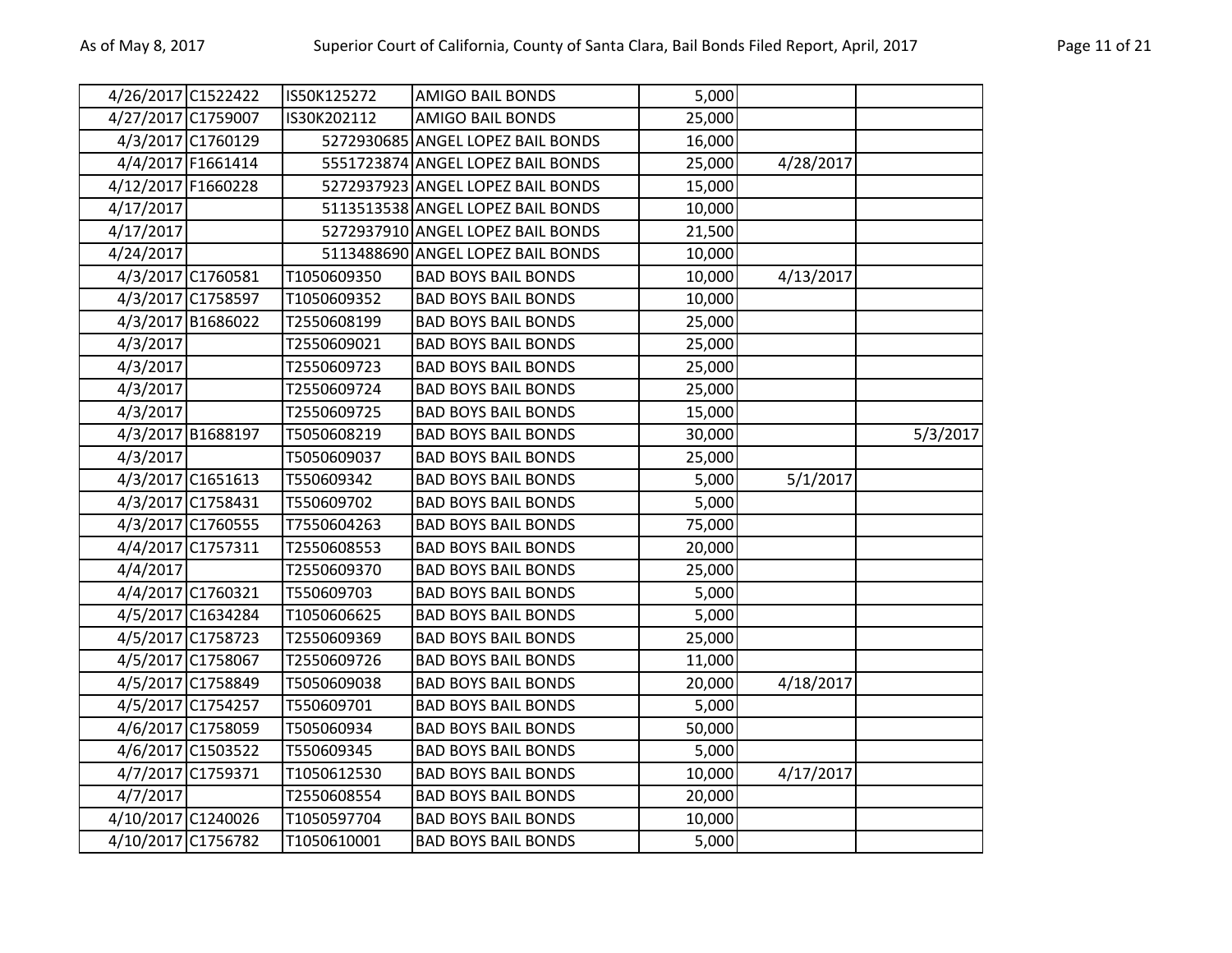| | | | | | | |
|---|---|---|---|---|---|---|
| 4/26/2017 | C1522422 | IS50K125272 | AMIGO BAIL BONDS | 5,000 | | |
| 4/27/2017 | C1759007 | IS30K202112 | AMIGO BAIL BONDS | 25,000 | | |
| 4/3/2017 | C1760129 | 5272930685 | ANGEL LOPEZ BAIL BONDS | 16,000 | | |
| 4/4/2017 | F1661414 | 5551723874 | ANGEL LOPEZ BAIL BONDS | 25,000 | 4/28/2017 | |
| 4/12/2017 | F1660228 | 5272937923 | ANGEL LOPEZ BAIL BONDS | 15,000 | | |
| 4/17/2017 | | 5113513538 | ANGEL LOPEZ BAIL BONDS | 10,000 | | |
| 4/17/2017 | | 5272937910 | ANGEL LOPEZ BAIL BONDS | 21,500 | | |
| 4/24/2017 | | 5113488690 | ANGEL LOPEZ BAIL BONDS | 10,000 | | |
| 4/3/2017 | C1760581 | T1050609350 | BAD BOYS BAIL BONDS | 10,000 | 4/13/2017 | |
| 4/3/2017 | C1758597 | T1050609352 | BAD BOYS BAIL BONDS | 10,000 | | |
| 4/3/2017 | B1686022 | T2550608199 | BAD BOYS BAIL BONDS | 25,000 | | |
| 4/3/2017 | | T2550609021 | BAD BOYS BAIL BONDS | 25,000 | | |
| 4/3/2017 | | T2550609723 | BAD BOYS BAIL BONDS | 25,000 | | |
| 4/3/2017 | | T2550609724 | BAD BOYS BAIL BONDS | 25,000 | | |
| 4/3/2017 | | T2550609725 | BAD BOYS BAIL BONDS | 15,000 | | |
| 4/3/2017 | B1688197 | T5050608219 | BAD BOYS BAIL BONDS | 30,000 | | 5/3/2017 |
| 4/3/2017 | | T5050609037 | BAD BOYS BAIL BONDS | 25,000 | | |
| 4/3/2017 | C1651613 | T550609342 | BAD BOYS BAIL BONDS | 5,000 | 5/1/2017 | |
| 4/3/2017 | C1758431 | T550609702 | BAD BOYS BAIL BONDS | 5,000 | | |
| 4/3/2017 | C1760555 | T7550604263 | BAD BOYS BAIL BONDS | 75,000 | | |
| 4/4/2017 | C1757311 | T2550608553 | BAD BOYS BAIL BONDS | 20,000 | | |
| 4/4/2017 | | T2550609370 | BAD BOYS BAIL BONDS | 25,000 | | |
| 4/4/2017 | C1760321 | T550609703 | BAD BOYS BAIL BONDS | 5,000 | | |
| 4/5/2017 | C1634284 | T1050606625 | BAD BOYS BAIL BONDS | 5,000 | | |
| 4/5/2017 | C1758723 | T2550609369 | BAD BOYS BAIL BONDS | 25,000 | | |
| 4/5/2017 | C1758067 | T2550609726 | BAD BOYS BAIL BONDS | 11,000 | | |
| 4/5/2017 | C1758849 | T5050609038 | BAD BOYS BAIL BONDS | 20,000 | 4/18/2017 | |
| 4/5/2017 | C1754257 | T550609701 | BAD BOYS BAIL BONDS | 5,000 | | |
| 4/6/2017 | C1758059 | T505060934 | BAD BOYS BAIL BONDS | 50,000 | | |
| 4/6/2017 | C1503522 | T550609345 | BAD BOYS BAIL BONDS | 5,000 | | |
| 4/7/2017 | C1759371 | T1050612530 | BAD BOYS BAIL BONDS | 10,000 | 4/17/2017 | |
| 4/7/2017 | | T2550608554 | BAD BOYS BAIL BONDS | 20,000 | | |
| 4/10/2017 | C1240026 | T1050597704 | BAD BOYS BAIL BONDS | 10,000 | | |
| 4/10/2017 | C1756782 | T1050610001 | BAD BOYS BAIL BONDS | 5,000 | | |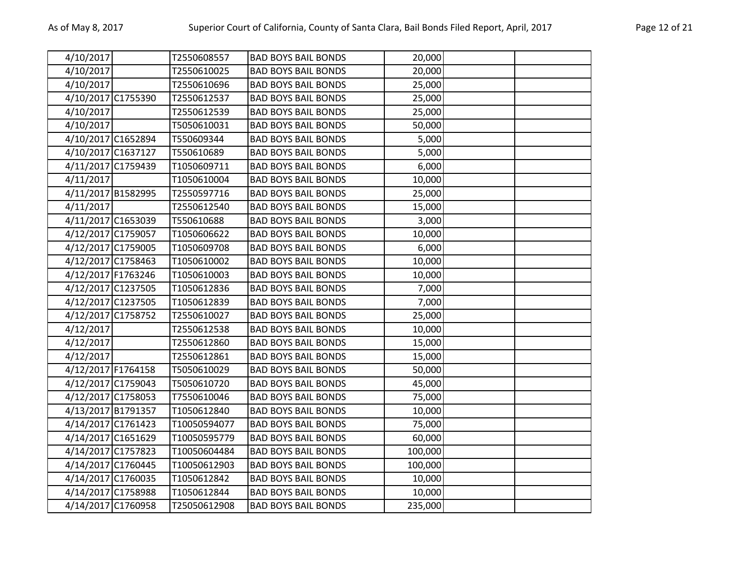| | | | | | | |
|---|---|---|---|---|---|---|
| 4/10/2017 | | T2550608557 | BAD BOYS BAIL BONDS | 20,000 | | |
| 4/10/2017 | | T2550610025 | BAD BOYS BAIL BONDS | 20,000 | | |
| 4/10/2017 | | T2550610696 | BAD BOYS BAIL BONDS | 25,000 | | |
| 4/10/2017 | C1755390 | T2550612537 | BAD BOYS BAIL BONDS | 25,000 | | |
| 4/10/2017 | | T2550612539 | BAD BOYS BAIL BONDS | 25,000 | | |
| 4/10/2017 | | T5050610031 | BAD BOYS BAIL BONDS | 50,000 | | |
| 4/10/2017 | C1652894 | T550609344 | BAD BOYS BAIL BONDS | 5,000 | | |
| 4/10/2017 | C1637127 | T550610689 | BAD BOYS BAIL BONDS | 5,000 | | |
| 4/11/2017 | C1759439 | T1050609711 | BAD BOYS BAIL BONDS | 6,000 | | |
| 4/11/2017 | | T1050610004 | BAD BOYS BAIL BONDS | 10,000 | | |
| 4/11/2017 | B1582995 | T2550597716 | BAD BOYS BAIL BONDS | 25,000 | | |
| 4/11/2017 | | T2550612540 | BAD BOYS BAIL BONDS | 15,000 | | |
| 4/11/2017 | C1653039 | T550610688 | BAD BOYS BAIL BONDS | 3,000 | | |
| 4/12/2017 | C1759057 | T1050606622 | BAD BOYS BAIL BONDS | 10,000 | | |
| 4/12/2017 | C1759005 | T1050609708 | BAD BOYS BAIL BONDS | 6,000 | | |
| 4/12/2017 | C1758463 | T1050610002 | BAD BOYS BAIL BONDS | 10,000 | | |
| 4/12/2017 | F1763246 | T1050610003 | BAD BOYS BAIL BONDS | 10,000 | | |
| 4/12/2017 | C1237505 | T1050612836 | BAD BOYS BAIL BONDS | 7,000 | | |
| 4/12/2017 | C1237505 | T1050612839 | BAD BOYS BAIL BONDS | 7,000 | | |
| 4/12/2017 | C1758752 | T2550610027 | BAD BOYS BAIL BONDS | 25,000 | | |
| 4/12/2017 | | T2550612538 | BAD BOYS BAIL BONDS | 10,000 | | |
| 4/12/2017 | | T2550612860 | BAD BOYS BAIL BONDS | 15,000 | | |
| 4/12/2017 | | T2550612861 | BAD BOYS BAIL BONDS | 15,000 | | |
| 4/12/2017 | F1764158 | T5050610029 | BAD BOYS BAIL BONDS | 50,000 | | |
| 4/12/2017 | C1759043 | T5050610720 | BAD BOYS BAIL BONDS | 45,000 | | |
| 4/12/2017 | C1758053 | T7550610046 | BAD BOYS BAIL BONDS | 75,000 | | |
| 4/13/2017 | B1791357 | T1050612840 | BAD BOYS BAIL BONDS | 10,000 | | |
| 4/14/2017 | C1761423 | T10050594077 | BAD BOYS BAIL BONDS | 75,000 | | |
| 4/14/2017 | C1651629 | T10050595779 | BAD BOYS BAIL BONDS | 60,000 | | |
| 4/14/2017 | C1757823 | T10050604484 | BAD BOYS BAIL BONDS | 100,000 | | |
| 4/14/2017 | C1760445 | T10050612903 | BAD BOYS BAIL BONDS | 100,000 | | |
| 4/14/2017 | C1760035 | T1050612842 | BAD BOYS BAIL BONDS | 10,000 | | |
| 4/14/2017 | C1758988 | T1050612844 | BAD BOYS BAIL BONDS | 10,000 | | |
| 4/14/2017 | C1760958 | T25050612908 | BAD BOYS BAIL BONDS | 235,000 | | |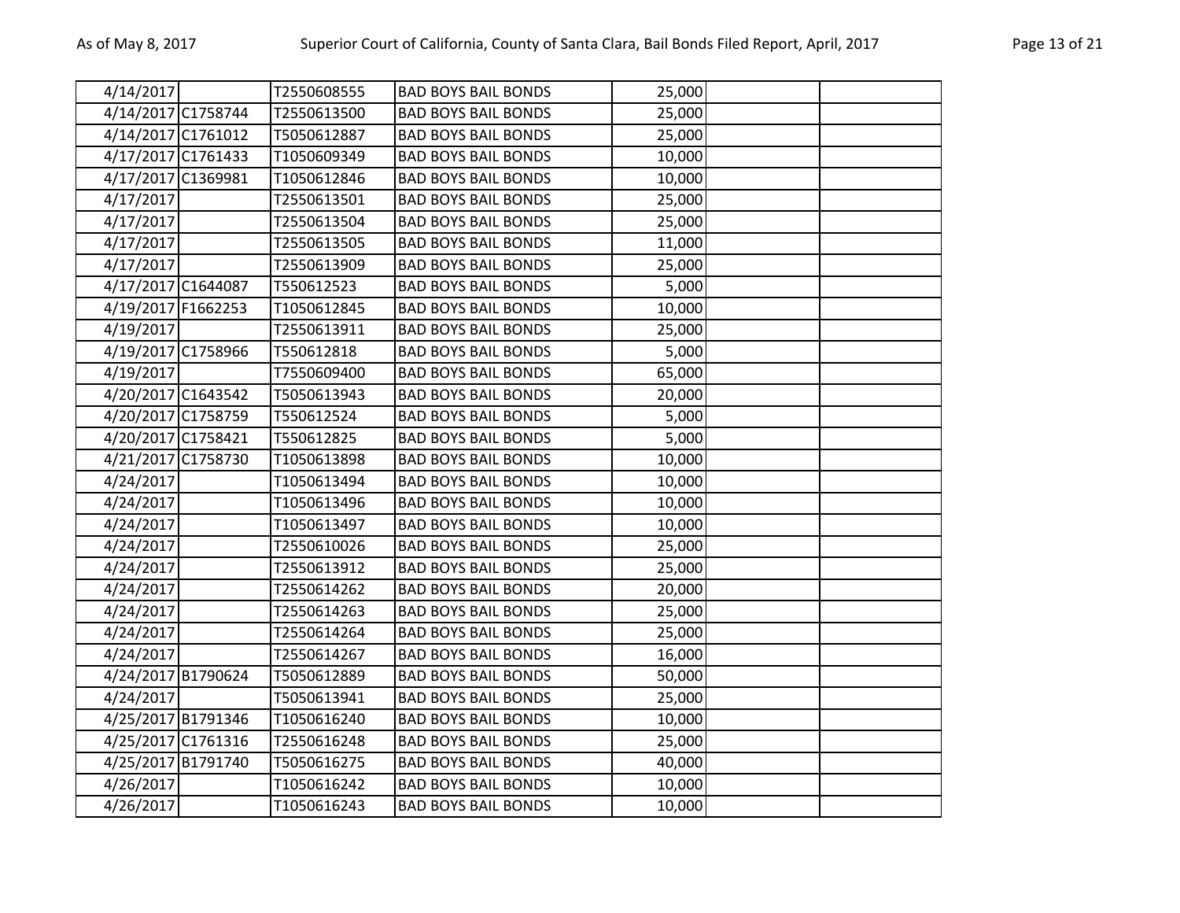|  |  |  |  |  |  |  |
|---|---|---|---|---|---|---|
| 4/14/2017 |  | T2550608555 | BAD BOYS BAIL BONDS | 25,000 |  |  |
| 4/14/2017 | C1758744 | T2550613500 | BAD BOYS BAIL BONDS | 25,000 |  |  |
| 4/14/2017 | C1761012 | T5050612887 | BAD BOYS BAIL BONDS | 25,000 |  |  |
| 4/17/2017 | C1761433 | T1050609349 | BAD BOYS BAIL BONDS | 10,000 |  |  |
| 4/17/2017 | C1369981 | T1050612846 | BAD BOYS BAIL BONDS | 10,000 |  |  |
| 4/17/2017 |  | T2550613501 | BAD BOYS BAIL BONDS | 25,000 |  |  |
| 4/17/2017 |  | T2550613504 | BAD BOYS BAIL BONDS | 25,000 |  |  |
| 4/17/2017 |  | T2550613505 | BAD BOYS BAIL BONDS | 11,000 |  |  |
| 4/17/2017 |  | T2550613909 | BAD BOYS BAIL BONDS | 25,000 |  |  |
| 4/17/2017 | C1644087 | T550612523 | BAD BOYS BAIL BONDS | 5,000 |  |  |
| 4/19/2017 | F1662253 | T1050612845 | BAD BOYS BAIL BONDS | 10,000 |  |  |
| 4/19/2017 |  | T2550613911 | BAD BOYS BAIL BONDS | 25,000 |  |  |
| 4/19/2017 | C1758966 | T550612818 | BAD BOYS BAIL BONDS | 5,000 |  |  |
| 4/19/2017 |  | T7550609400 | BAD BOYS BAIL BONDS | 65,000 |  |  |
| 4/20/2017 | C1643542 | T5050613943 | BAD BOYS BAIL BONDS | 20,000 |  |  |
| 4/20/2017 | C1758759 | T550612524 | BAD BOYS BAIL BONDS | 5,000 |  |  |
| 4/20/2017 | C1758421 | T550612825 | BAD BOYS BAIL BONDS | 5,000 |  |  |
| 4/21/2017 | C1758730 | T1050613898 | BAD BOYS BAIL BONDS | 10,000 |  |  |
| 4/24/2017 |  | T1050613494 | BAD BOYS BAIL BONDS | 10,000 |  |  |
| 4/24/2017 |  | T1050613496 | BAD BOYS BAIL BONDS | 10,000 |  |  |
| 4/24/2017 |  | T1050613497 | BAD BOYS BAIL BONDS | 10,000 |  |  |
| 4/24/2017 |  | T2550610026 | BAD BOYS BAIL BONDS | 25,000 |  |  |
| 4/24/2017 |  | T2550613912 | BAD BOYS BAIL BONDS | 25,000 |  |  |
| 4/24/2017 |  | T2550614262 | BAD BOYS BAIL BONDS | 20,000 |  |  |
| 4/24/2017 |  | T2550614263 | BAD BOYS BAIL BONDS | 25,000 |  |  |
| 4/24/2017 |  | T2550614264 | BAD BOYS BAIL BONDS | 25,000 |  |  |
| 4/24/2017 |  | T2550614267 | BAD BOYS BAIL BONDS | 16,000 |  |  |
| 4/24/2017 | B1790624 | T5050612889 | BAD BOYS BAIL BONDS | 50,000 |  |  |
| 4/24/2017 |  | T5050613941 | BAD BOYS BAIL BONDS | 25,000 |  |  |
| 4/25/2017 | B1791346 | T1050616240 | BAD BOYS BAIL BONDS | 10,000 |  |  |
| 4/25/2017 | C1761316 | T2550616248 | BAD BOYS BAIL BONDS | 25,000 |  |  |
| 4/25/2017 | B1791740 | T5050616275 | BAD BOYS BAIL BONDS | 40,000 |  |  |
| 4/26/2017 |  | T1050616242 | BAD BOYS BAIL BONDS | 10,000 |  |  |
| 4/26/2017 |  | T1050616243 | BAD BOYS BAIL BONDS | 10,000 |  |  |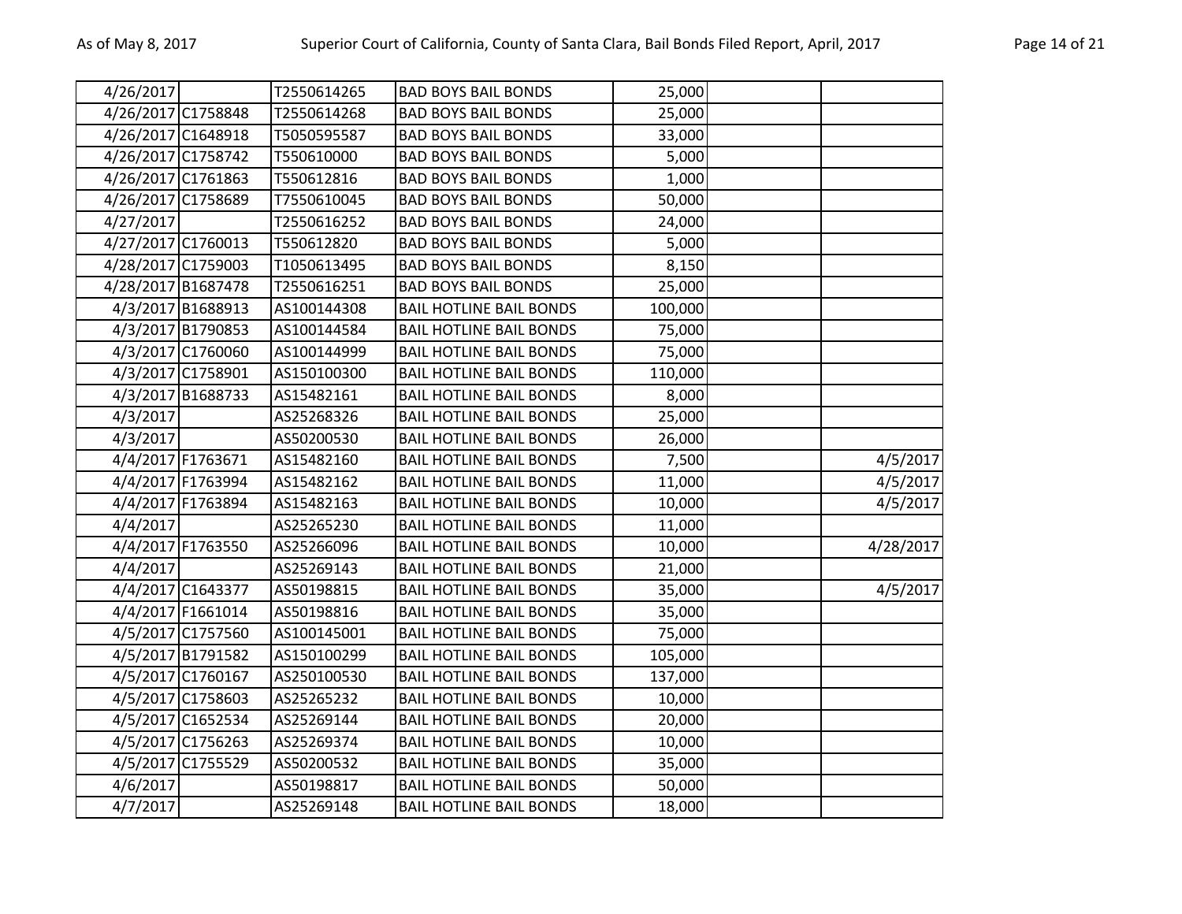| | | | | | | |
|---|---|---|---|---|---|---|
| 4/26/2017 | | T2550614265 | BAD BOYS BAIL BONDS | 25,000 | | |
| 4/26/2017 | C1758848 | T2550614268 | BAD BOYS BAIL BONDS | 25,000 | | |
| 4/26/2017 | C1648918 | T5050595587 | BAD BOYS BAIL BONDS | 33,000 | | |
| 4/26/2017 | C1758742 | T550610000 | BAD BOYS BAIL BONDS | 5,000 | | |
| 4/26/2017 | C1761863 | T550612816 | BAD BOYS BAIL BONDS | 1,000 | | |
| 4/26/2017 | C1758689 | T7550610045 | BAD BOYS BAIL BONDS | 50,000 | | |
| 4/27/2017 | | T2550616252 | BAD BOYS BAIL BONDS | 24,000 | | |
| 4/27/2017 | C1760013 | T550612820 | BAD BOYS BAIL BONDS | 5,000 | | |
| 4/28/2017 | C1759003 | T1050613495 | BAD BOYS BAIL BONDS | 8,150 | | |
| 4/28/2017 | B1687478 | T2550616251 | BAD BOYS BAIL BONDS | 25,000 | | |
| 4/3/2017 | B1688913 | AS100144308 | BAIL HOTLINE BAIL BONDS | 100,000 | | |
| 4/3/2017 | B1790853 | AS100144584 | BAIL HOTLINE BAIL BONDS | 75,000 | | |
| 4/3/2017 | C1760060 | AS100144999 | BAIL HOTLINE BAIL BONDS | 75,000 | | |
| 4/3/2017 | C1758901 | AS150100300 | BAIL HOTLINE BAIL BONDS | 110,000 | | |
| 4/3/2017 | B1688733 | AS15482161 | BAIL HOTLINE BAIL BONDS | 8,000 | | |
| 4/3/2017 | | AS25268326 | BAIL HOTLINE BAIL BONDS | 25,000 | | |
| 4/3/2017 | | AS50200530 | BAIL HOTLINE BAIL BONDS | 26,000 | | |
| 4/4/2017 | F1763671 | AS15482160 | BAIL HOTLINE BAIL BONDS | 7,500 | | 4/5/2017 |
| 4/4/2017 | F1763994 | AS15482162 | BAIL HOTLINE BAIL BONDS | 11,000 | | 4/5/2017 |
| 4/4/2017 | F1763894 | AS15482163 | BAIL HOTLINE BAIL BONDS | 10,000 | | 4/5/2017 |
| 4/4/2017 | | AS25265230 | BAIL HOTLINE BAIL BONDS | 11,000 | | |
| 4/4/2017 | F1763550 | AS25266096 | BAIL HOTLINE BAIL BONDS | 10,000 | | 4/28/2017 |
| 4/4/2017 | | AS25269143 | BAIL HOTLINE BAIL BONDS | 21,000 | | |
| 4/4/2017 | C1643377 | AS50198815 | BAIL HOTLINE BAIL BONDS | 35,000 | | 4/5/2017 |
| 4/4/2017 | F1661014 | AS50198816 | BAIL HOTLINE BAIL BONDS | 35,000 | | |
| 4/5/2017 | C1757560 | AS100145001 | BAIL HOTLINE BAIL BONDS | 75,000 | | |
| 4/5/2017 | B1791582 | AS150100299 | BAIL HOTLINE BAIL BONDS | 105,000 | | |
| 4/5/2017 | C1760167 | AS250100530 | BAIL HOTLINE BAIL BONDS | 137,000 | | |
| 4/5/2017 | C1758603 | AS25265232 | BAIL HOTLINE BAIL BONDS | 10,000 | | |
| 4/5/2017 | C1652534 | AS25269144 | BAIL HOTLINE BAIL BONDS | 20,000 | | |
| 4/5/2017 | C1756263 | AS25269374 | BAIL HOTLINE BAIL BONDS | 10,000 | | |
| 4/5/2017 | C1755529 | AS50200532 | BAIL HOTLINE BAIL BONDS | 35,000 | | |
| 4/6/2017 | | AS50198817 | BAIL HOTLINE BAIL BONDS | 50,000 | | |
| 4/7/2017 | | AS25269148 | BAIL HOTLINE BAIL BONDS | 18,000 | | |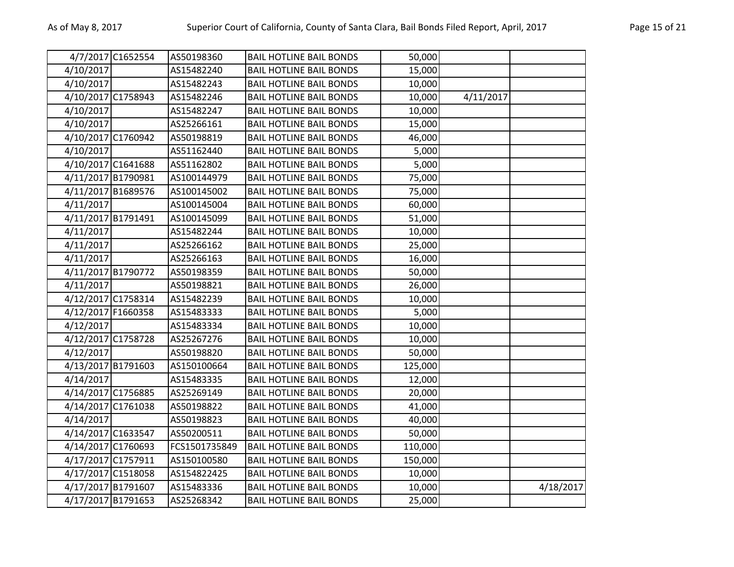| | | | | | | |
|---|---|---|---|---|---|---|
| 4/7/2017 | C1652554 | AS50198360 | BAIL HOTLINE BAIL BONDS | 50,000 | | |
| 4/10/2017 | | AS15482240 | BAIL HOTLINE BAIL BONDS | 15,000 | | |
| 4/10/2017 | | AS15482243 | BAIL HOTLINE BAIL BONDS | 10,000 | | |
| 4/10/2017 | C1758943 | AS15482246 | BAIL HOTLINE BAIL BONDS | 10,000 | 4/11/2017 | |
| 4/10/2017 | | AS15482247 | BAIL HOTLINE BAIL BONDS | 10,000 | | |
| 4/10/2017 | | AS25266161 | BAIL HOTLINE BAIL BONDS | 15,000 | | |
| 4/10/2017 | C1760942 | AS50198819 | BAIL HOTLINE BAIL BONDS | 46,000 | | |
| 4/10/2017 | | AS51162440 | BAIL HOTLINE BAIL BONDS | 5,000 | | |
| 4/10/2017 | C1641688 | AS51162802 | BAIL HOTLINE BAIL BONDS | 5,000 | | |
| 4/11/2017 | B1790981 | AS100144979 | BAIL HOTLINE BAIL BONDS | 75,000 | | |
| 4/11/2017 | B1689576 | AS100145002 | BAIL HOTLINE BAIL BONDS | 75,000 | | |
| 4/11/2017 | | AS100145004 | BAIL HOTLINE BAIL BONDS | 60,000 | | |
| 4/11/2017 | B1791491 | AS100145099 | BAIL HOTLINE BAIL BONDS | 51,000 | | |
| 4/11/2017 | | AS15482244 | BAIL HOTLINE BAIL BONDS | 10,000 | | |
| 4/11/2017 | | AS25266162 | BAIL HOTLINE BAIL BONDS | 25,000 | | |
| 4/11/2017 | | AS25266163 | BAIL HOTLINE BAIL BONDS | 16,000 | | |
| 4/11/2017 | B1790772 | AS50198359 | BAIL HOTLINE BAIL BONDS | 50,000 | | |
| 4/11/2017 | | AS50198821 | BAIL HOTLINE BAIL BONDS | 26,000 | | |
| 4/12/2017 | C1758314 | AS15482239 | BAIL HOTLINE BAIL BONDS | 10,000 | | |
| 4/12/2017 | F1660358 | AS15483333 | BAIL HOTLINE BAIL BONDS | 5,000 | | |
| 4/12/2017 | | AS15483334 | BAIL HOTLINE BAIL BONDS | 10,000 | | |
| 4/12/2017 | C1758728 | AS25267276 | BAIL HOTLINE BAIL BONDS | 10,000 | | |
| 4/12/2017 | | AS50198820 | BAIL HOTLINE BAIL BONDS | 50,000 | | |
| 4/13/2017 | B1791603 | AS150100664 | BAIL HOTLINE BAIL BONDS | 125,000 | | |
| 4/14/2017 | | AS15483335 | BAIL HOTLINE BAIL BONDS | 12,000 | | |
| 4/14/2017 | C1756885 | AS25269149 | BAIL HOTLINE BAIL BONDS | 20,000 | | |
| 4/14/2017 | C1761038 | AS50198822 | BAIL HOTLINE BAIL BONDS | 41,000 | | |
| 4/14/2017 | | AS50198823 | BAIL HOTLINE BAIL BONDS | 40,000 | | |
| 4/14/2017 | C1633547 | AS50200511 | BAIL HOTLINE BAIL BONDS | 50,000 | | |
| 4/14/2017 | C1760693 | FCS1501735849 | BAIL HOTLINE BAIL BONDS | 110,000 | | |
| 4/17/2017 | C1757911 | AS150100580 | BAIL HOTLINE BAIL BONDS | 150,000 | | |
| 4/17/2017 | C1518058 | AS154822425 | BAIL HOTLINE BAIL BONDS | 10,000 | | |
| 4/17/2017 | B1791607 | AS15483336 | BAIL HOTLINE BAIL BONDS | 10,000 | | 4/18/2017 |
| 4/17/2017 | B1791653 | AS25268342 | BAIL HOTLINE BAIL BONDS | 25,000 | | |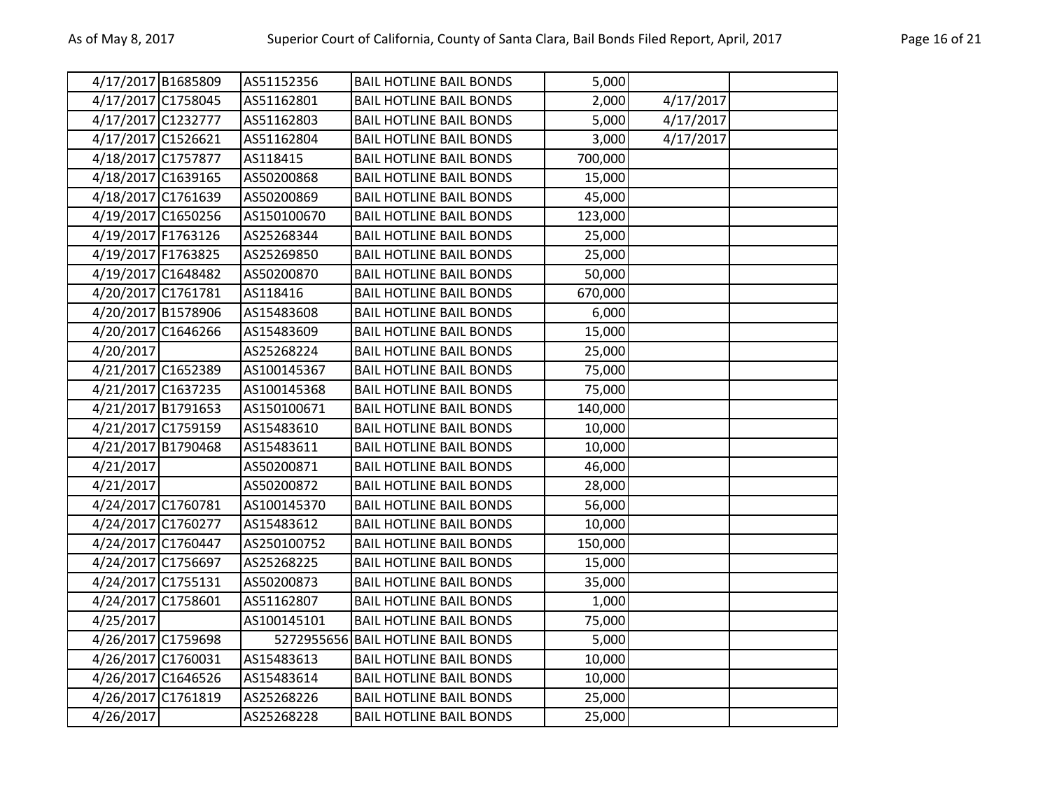| | | | | | | |
|---|---|---|---|---|---|---|
| 4/17/2017 | B1685809 | AS51152356 | BAIL HOTLINE BAIL BONDS | 5,000 | | |
| 4/17/2017 | C1758045 | AS51162801 | BAIL HOTLINE BAIL BONDS | 2,000 | 4/17/2017 | |
| 4/17/2017 | C1232777 | AS51162803 | BAIL HOTLINE BAIL BONDS | 5,000 | 4/17/2017 | |
| 4/17/2017 | C1526621 | AS51162804 | BAIL HOTLINE BAIL BONDS | 3,000 | 4/17/2017 | |
| 4/18/2017 | C1757877 | AS118415 | BAIL HOTLINE BAIL BONDS | 700,000 | | |
| 4/18/2017 | C1639165 | AS50200868 | BAIL HOTLINE BAIL BONDS | 15,000 | | |
| 4/18/2017 | C1761639 | AS50200869 | BAIL HOTLINE BAIL BONDS | 45,000 | | |
| 4/19/2017 | C1650256 | AS150100670 | BAIL HOTLINE BAIL BONDS | 123,000 | | |
| 4/19/2017 | F1763126 | AS25268344 | BAIL HOTLINE BAIL BONDS | 25,000 | | |
| 4/19/2017 | F1763825 | AS25269850 | BAIL HOTLINE BAIL BONDS | 25,000 | | |
| 4/19/2017 | C1648482 | AS50200870 | BAIL HOTLINE BAIL BONDS | 50,000 | | |
| 4/20/2017 | C1761781 | AS118416 | BAIL HOTLINE BAIL BONDS | 670,000 | | |
| 4/20/2017 | B1578906 | AS15483608 | BAIL HOTLINE BAIL BONDS | 6,000 | | |
| 4/20/2017 | C1646266 | AS15483609 | BAIL HOTLINE BAIL BONDS | 15,000 | | |
| 4/20/2017 | | AS25268224 | BAIL HOTLINE BAIL BONDS | 25,000 | | |
| 4/21/2017 | C1652389 | AS100145367 | BAIL HOTLINE BAIL BONDS | 75,000 | | |
| 4/21/2017 | C1637235 | AS100145368 | BAIL HOTLINE BAIL BONDS | 75,000 | | |
| 4/21/2017 | B1791653 | AS150100671 | BAIL HOTLINE BAIL BONDS | 140,000 | | |
| 4/21/2017 | C1759159 | AS15483610 | BAIL HOTLINE BAIL BONDS | 10,000 | | |
| 4/21/2017 | B1790468 | AS15483611 | BAIL HOTLINE BAIL BONDS | 10,000 | | |
| 4/21/2017 | | AS50200871 | BAIL HOTLINE BAIL BONDS | 46,000 | | |
| 4/21/2017 | | AS50200872 | BAIL HOTLINE BAIL BONDS | 28,000 | | |
| 4/24/2017 | C1760781 | AS100145370 | BAIL HOTLINE BAIL BONDS | 56,000 | | |
| 4/24/2017 | C1760277 | AS15483612 | BAIL HOTLINE BAIL BONDS | 10,000 | | |
| 4/24/2017 | C1760447 | AS250100752 | BAIL HOTLINE BAIL BONDS | 150,000 | | |
| 4/24/2017 | C1756697 | AS25268225 | BAIL HOTLINE BAIL BONDS | 15,000 | | |
| 4/24/2017 | C1755131 | AS50200873 | BAIL HOTLINE BAIL BONDS | 35,000 | | |
| 4/24/2017 | C1758601 | AS51162807 | BAIL HOTLINE BAIL BONDS | 1,000 | | |
| 4/25/2017 | | AS100145101 | BAIL HOTLINE BAIL BONDS | 75,000 | | |
| 4/26/2017 | C1759698 | 5272955656 | BAIL HOTLINE BAIL BONDS | 5,000 | | |
| 4/26/2017 | C1760031 | AS15483613 | BAIL HOTLINE BAIL BONDS | 10,000 | | |
| 4/26/2017 | C1646526 | AS15483614 | BAIL HOTLINE BAIL BONDS | 10,000 | | |
| 4/26/2017 | C1761819 | AS25268226 | BAIL HOTLINE BAIL BONDS | 25,000 | | |
| 4/26/2017 | | AS25268228 | BAIL HOTLINE BAIL BONDS | 25,000 | | |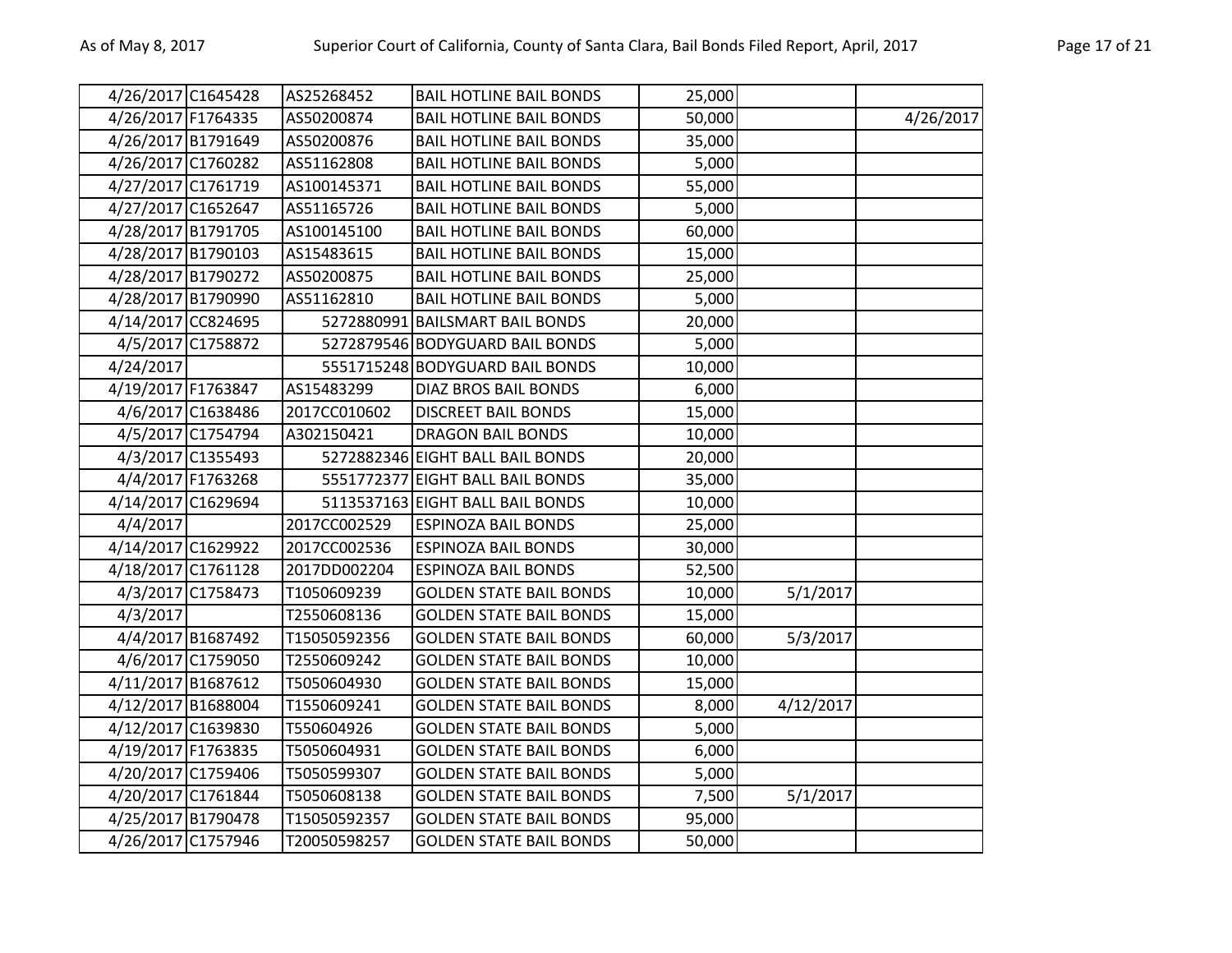| | | | | | | |
|---|---|---|---|---|---|---|
| 4/26/2017 | C1645428 | AS25268452 | BAIL HOTLINE BAIL BONDS | 25,000 | | |
| 4/26/2017 | F1764335 | AS50200874 | BAIL HOTLINE BAIL BONDS | 50,000 | | 4/26/2017 |
| 4/26/2017 | B1791649 | AS50200876 | BAIL HOTLINE BAIL BONDS | 35,000 | | |
| 4/26/2017 | C1760282 | AS51162808 | BAIL HOTLINE BAIL BONDS | 5,000 | | |
| 4/27/2017 | C1761719 | AS100145371 | BAIL HOTLINE BAIL BONDS | 55,000 | | |
| 4/27/2017 | C1652647 | AS51165726 | BAIL HOTLINE BAIL BONDS | 5,000 | | |
| 4/28/2017 | B1791705 | AS100145100 | BAIL HOTLINE BAIL BONDS | 60,000 | | |
| 4/28/2017 | B1790103 | AS15483615 | BAIL HOTLINE BAIL BONDS | 15,000 | | |
| 4/28/2017 | B1790272 | AS50200875 | BAIL HOTLINE BAIL BONDS | 25,000 | | |
| 4/28/2017 | B1790990 | AS51162810 | BAIL HOTLINE BAIL BONDS | 5,000 | | |
| 4/14/2017 | CC824695 | 5272880991 | BAILSMART BAIL BONDS | 20,000 | | |
| 4/5/2017 | C1758872 | 5272879546 | BODYGUARD BAIL BONDS | 5,000 | | |
| 4/24/2017 | | 5551715248 | BODYGUARD BAIL BONDS | 10,000 | | |
| 4/19/2017 | F1763847 | AS15483299 | DIAZ BROS BAIL BONDS | 6,000 | | |
| 4/6/2017 | C1638486 | 2017CC010602 | DISCREET BAIL BONDS | 15,000 | | |
| 4/5/2017 | C1754794 | A302150421 | DRAGON BAIL BONDS | 10,000 | | |
| 4/3/2017 | C1355493 | 5272882346 | EIGHT BALL BAIL BONDS | 20,000 | | |
| 4/4/2017 | F1763268 | 5551772377 | EIGHT BALL BAIL BONDS | 35,000 | | |
| 4/14/2017 | C1629694 | 5113537163 | EIGHT BALL BAIL BONDS | 10,000 | | |
| 4/4/2017 | | 2017CC002529 | ESPINOZA BAIL BONDS | 25,000 | | |
| 4/14/2017 | C1629922 | 2017CC002536 | ESPINOZA BAIL BONDS | 30,000 | | |
| 4/18/2017 | C1761128 | 2017DD002204 | ESPINOZA BAIL BONDS | 52,500 | | |
| 4/3/2017 | C1758473 | T1050609239 | GOLDEN STATE BAIL BONDS | 10,000 | 5/1/2017 | |
| 4/3/2017 | | T2550608136 | GOLDEN STATE BAIL BONDS | 15,000 | | |
| 4/4/2017 | B1687492 | T15050592356 | GOLDEN STATE BAIL BONDS | 60,000 | 5/3/2017 | |
| 4/6/2017 | C1759050 | T2550609242 | GOLDEN STATE BAIL BONDS | 10,000 | | |
| 4/11/2017 | B1687612 | T5050604930 | GOLDEN STATE BAIL BONDS | 15,000 | | |
| 4/12/2017 | B1688004 | T1550609241 | GOLDEN STATE BAIL BONDS | 8,000 | 4/12/2017 | |
| 4/12/2017 | C1639830 | T550604926 | GOLDEN STATE BAIL BONDS | 5,000 | | |
| 4/19/2017 | F1763835 | T5050604931 | GOLDEN STATE BAIL BONDS | 6,000 | | |
| 4/20/2017 | C1759406 | T5050599307 | GOLDEN STATE BAIL BONDS | 5,000 | | |
| 4/20/2017 | C1761844 | T5050608138 | GOLDEN STATE BAIL BONDS | 7,500 | 5/1/2017 | |
| 4/25/2017 | B1790478 | T15050592357 | GOLDEN STATE BAIL BONDS | 95,000 | | |
| 4/26/2017 | C1757946 | T20050598257 | GOLDEN STATE BAIL BONDS | 50,000 | | |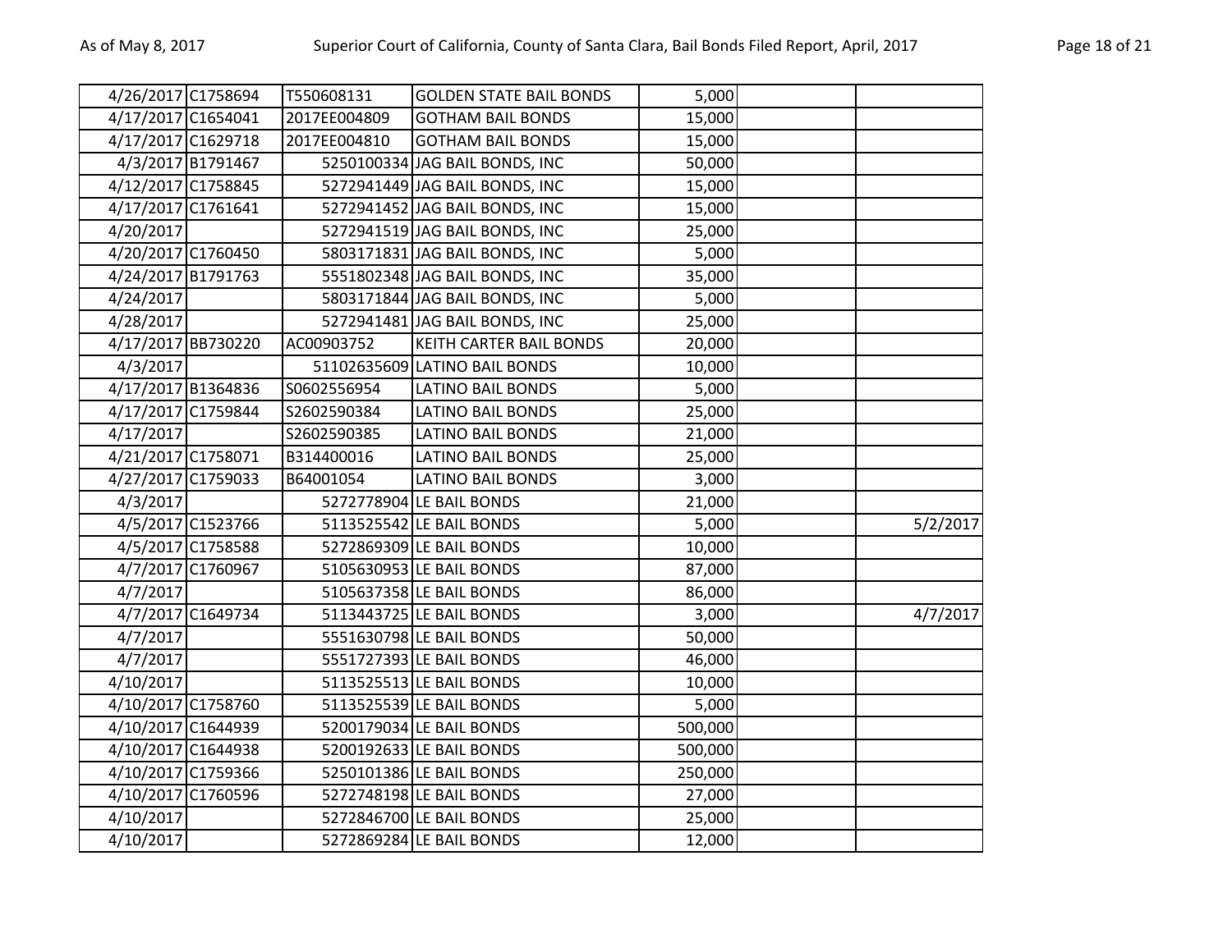| | | | | | | |
|---|---|---|---|---|---|---|
| 4/26/2017 | C1758694 | T550608131 | GOLDEN STATE BAIL BONDS | 5,000 | | |
| 4/17/2017 | C1654041 | 2017EE004809 | GOTHAM BAIL BONDS | 15,000 | | |
| 4/17/2017 | C1629718 | 2017EE004810 | GOTHAM BAIL BONDS | 15,000 | | |
| 4/3/2017 | B1791467 | 5250100334 | JAG BAIL BONDS, INC | 50,000 | | |
| 4/12/2017 | C1758845 | 5272941449 | JAG BAIL BONDS, INC | 15,000 | | |
| 4/17/2017 | C1761641 | 5272941452 | JAG BAIL BONDS, INC | 15,000 | | |
| 4/20/2017 | | 5272941519 | JAG BAIL BONDS, INC | 25,000 | | |
| 4/20/2017 | C1760450 | 5803171831 | JAG BAIL BONDS, INC | 5,000 | | |
| 4/24/2017 | B1791763 | 5551802348 | JAG BAIL BONDS, INC | 35,000 | | |
| 4/24/2017 | | 5803171844 | JAG BAIL BONDS, INC | 5,000 | | |
| 4/28/2017 | | 5272941481 | JAG BAIL BONDS, INC | 25,000 | | |
| 4/17/2017 | BB730220 | AC00903752 | KEITH CARTER BAIL BONDS | 20,000 | | |
| 4/3/2017 | | 51102635609 | LATINO BAIL BONDS | 10,000 | | |
| 4/17/2017 | B1364836 | S0602556954 | LATINO BAIL BONDS | 5,000 | | |
| 4/17/2017 | C1759844 | S2602590384 | LATINO BAIL BONDS | 25,000 | | |
| 4/17/2017 | | S2602590385 | LATINO BAIL BONDS | 21,000 | | |
| 4/21/2017 | C1758071 | B314400016 | LATINO BAIL BONDS | 25,000 | | |
| 4/27/2017 | C1759033 | B64001054 | LATINO BAIL BONDS | 3,000 | | |
| 4/3/2017 | | 5272778904 | LE BAIL BONDS | 21,000 | | |
| 4/5/2017 | C1523766 | 5113525542 | LE BAIL BONDS | 5,000 | | 5/2/2017 |
| 4/5/2017 | C1758588 | 5272869309 | LE BAIL BONDS | 10,000 | | |
| 4/7/2017 | C1760967 | 5105630953 | LE BAIL BONDS | 87,000 | | |
| 4/7/2017 | | 5105637358 | LE BAIL BONDS | 86,000 | | |
| 4/7/2017 | C1649734 | 5113443725 | LE BAIL BONDS | 3,000 | | 4/7/2017 |
| 4/7/2017 | | 5551630798 | LE BAIL BONDS | 50,000 | | |
| 4/7/2017 | | 5551727393 | LE BAIL BONDS | 46,000 | | |
| 4/10/2017 | | 5113525513 | LE BAIL BONDS | 10,000 | | |
| 4/10/2017 | C1758760 | 5113525539 | LE BAIL BONDS | 5,000 | | |
| 4/10/2017 | C1644939 | 5200179034 | LE BAIL BONDS | 500,000 | | |
| 4/10/2017 | C1644938 | 5200192633 | LE BAIL BONDS | 500,000 | | |
| 4/10/2017 | C1759366 | 5250101386 | LE BAIL BONDS | 250,000 | | |
| 4/10/2017 | C1760596 | 5272748198 | LE BAIL BONDS | 27,000 | | |
| 4/10/2017 | | 5272846700 | LE BAIL BONDS | 25,000 | | |
| 4/10/2017 | | 5272869284 | LE BAIL BONDS | 12,000 | | |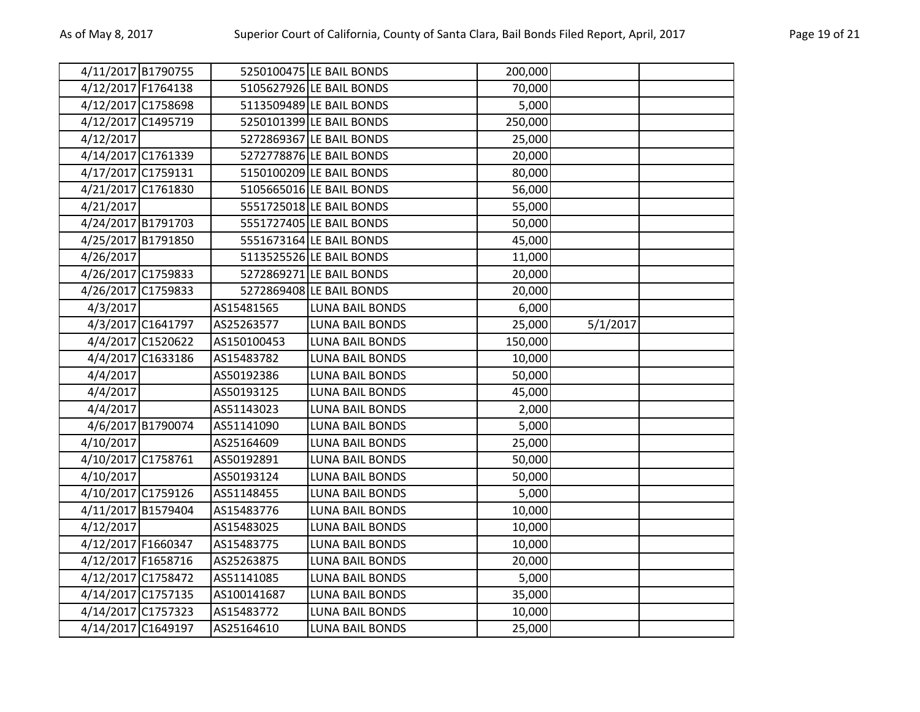| | | | | | | |
|---|---|---|---|---|---|---|
| 4/11/2017 | B1790755 | 5250100475 | LE BAIL BONDS | 200,000 | | |
| 4/12/2017 | F1764138 | 5105627926 | LE BAIL BONDS | 70,000 | | |
| 4/12/2017 | C1758698 | 5113509489 | LE BAIL BONDS | 5,000 | | |
| 4/12/2017 | C1495719 | 5250101399 | LE BAIL BONDS | 250,000 | | |
| 4/12/2017 | | 5272869367 | LE BAIL BONDS | 25,000 | | |
| 4/14/2017 | C1761339 | 5272778876 | LE BAIL BONDS | 20,000 | | |
| 4/17/2017 | C1759131 | 5150100209 | LE BAIL BONDS | 80,000 | | |
| 4/21/2017 | C1761830 | 5105665016 | LE BAIL BONDS | 56,000 | | |
| 4/21/2017 | | 5551725018 | LE BAIL BONDS | 55,000 | | |
| 4/24/2017 | B1791703 | 5551727405 | LE BAIL BONDS | 50,000 | | |
| 4/25/2017 | B1791850 | 5551673164 | LE BAIL BONDS | 45,000 | | |
| 4/26/2017 | | 5113525526 | LE BAIL BONDS | 11,000 | | |
| 4/26/2017 | C1759833 | 5272869271 | LE BAIL BONDS | 20,000 | | |
| 4/26/2017 | C1759833 | 5272869408 | LE BAIL BONDS | 20,000 | | |
| 4/3/2017 | | AS15481565 | LUNA BAIL BONDS | 6,000 | | |
| 4/3/2017 | C1641797 | AS25263577 | LUNA BAIL BONDS | 25,000 | 5/1/2017 | |
| 4/4/2017 | C1520622 | AS150100453 | LUNA BAIL BONDS | 150,000 | | |
| 4/4/2017 | C1633186 | AS15483782 | LUNA BAIL BONDS | 10,000 | | |
| 4/4/2017 | | AS50192386 | LUNA BAIL BONDS | 50,000 | | |
| 4/4/2017 | | AS50193125 | LUNA BAIL BONDS | 45,000 | | |
| 4/4/2017 | | AS51143023 | LUNA BAIL BONDS | 2,000 | | |
| 4/6/2017 | B1790074 | AS51141090 | LUNA BAIL BONDS | 5,000 | | |
| 4/10/2017 | | AS25164609 | LUNA BAIL BONDS | 25,000 | | |
| 4/10/2017 | C1758761 | AS50192891 | LUNA BAIL BONDS | 50,000 | | |
| 4/10/2017 | | AS50193124 | LUNA BAIL BONDS | 50,000 | | |
| 4/10/2017 | C1759126 | AS51148455 | LUNA BAIL BONDS | 5,000 | | |
| 4/11/2017 | B1579404 | AS15483776 | LUNA BAIL BONDS | 10,000 | | |
| 4/12/2017 | | AS15483025 | LUNA BAIL BONDS | 10,000 | | |
| 4/12/2017 | F1660347 | AS15483775 | LUNA BAIL BONDS | 10,000 | | |
| 4/12/2017 | F1658716 | AS25263875 | LUNA BAIL BONDS | 20,000 | | |
| 4/12/2017 | C1758472 | AS51141085 | LUNA BAIL BONDS | 5,000 | | |
| 4/14/2017 | C1757135 | AS100141687 | LUNA BAIL BONDS | 35,000 | | |
| 4/14/2017 | C1757323 | AS15483772 | LUNA BAIL BONDS | 10,000 | | |
| 4/14/2017 | C1649197 | AS25164610 | LUNA BAIL BONDS | 25,000 | | |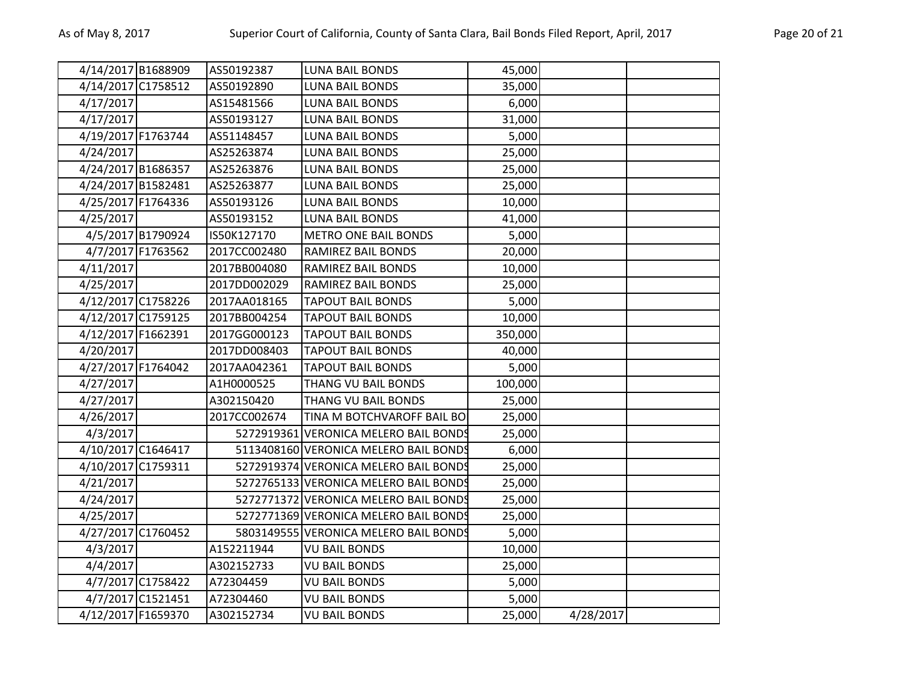| | | | | | | |
|---|---|---|---|---|---|---|
| 4/14/2017 | B1688909 | AS50192387 | LUNA BAIL BONDS | 45,000 | | |
| 4/14/2017 | C1758512 | AS50192890 | LUNA BAIL BONDS | 35,000 | | |
| 4/17/2017 | | AS15481566 | LUNA BAIL BONDS | 6,000 | | |
| 4/17/2017 | | AS50193127 | LUNA BAIL BONDS | 31,000 | | |
| 4/19/2017 | F1763744 | AS51148457 | LUNA BAIL BONDS | 5,000 | | |
| 4/24/2017 | | AS25263874 | LUNA BAIL BONDS | 25,000 | | |
| 4/24/2017 | B1686357 | AS25263876 | LUNA BAIL BONDS | 25,000 | | |
| 4/24/2017 | B1582481 | AS25263877 | LUNA BAIL BONDS | 25,000 | | |
| 4/25/2017 | F1764336 | AS50193126 | LUNA BAIL BONDS | 10,000 | | |
| 4/25/2017 | | AS50193152 | LUNA BAIL BONDS | 41,000 | | |
| 4/5/2017 | B1790924 | IS50K127170 | METRO ONE BAIL BONDS | 5,000 | | |
| 4/7/2017 | F1763562 | 2017CC002480 | RAMIREZ BAIL BONDS | 20,000 | | |
| 4/11/2017 | | 2017BB004080 | RAMIREZ BAIL BONDS | 10,000 | | |
| 4/25/2017 | | 2017DD002029 | RAMIREZ BAIL BONDS | 25,000 | | |
| 4/12/2017 | C1758226 | 2017AA018165 | TAPOUT BAIL BONDS | 5,000 | | |
| 4/12/2017 | C1759125 | 2017BB004254 | TAPOUT BAIL BONDS | 10,000 | | |
| 4/12/2017 | F1662391 | 2017GG000123 | TAPOUT BAIL BONDS | 350,000 | | |
| 4/20/2017 | | 2017DD008403 | TAPOUT BAIL BONDS | 40,000 | | |
| 4/27/2017 | F1764042 | 2017AA042361 | TAPOUT BAIL BONDS | 5,000 | | |
| 4/27/2017 | | A1H0000525 | THANG VU BAIL BONDS | 100,000 | | |
| 4/27/2017 | | A302150420 | THANG VU BAIL BONDS | 25,000 | | |
| 4/26/2017 | | 2017CC002674 | TINA M BOTCHVAROFF BAIL BO | 25,000 | | |
| 4/3/2017 | | 5272919361 | VERONICA MELERO BAIL BONDS | 25,000 | | |
| 4/10/2017 | C1646417 | 5113408160 | VERONICA MELERO BAIL BONDS | 6,000 | | |
| 4/10/2017 | C1759311 | 5272919374 | VERONICA MELERO BAIL BONDS | 25,000 | | |
| 4/21/2017 | | 5272765133 | VERONICA MELERO BAIL BONDS | 25,000 | | |
| 4/24/2017 | | 5272771372 | VERONICA MELERO BAIL BONDS | 25,000 | | |
| 4/25/2017 | | 5272771369 | VERONICA MELERO BAIL BONDS | 25,000 | | |
| 4/27/2017 | C1760452 | 5803149555 | VERONICA MELERO BAIL BONDS | 5,000 | | |
| 4/3/2017 | | A152211944 | VU BAIL BONDS | 10,000 | | |
| 4/4/2017 | | A302152733 | VU BAIL BONDS | 25,000 | | |
| 4/7/2017 | C1758422 | A72304459 | VU BAIL BONDS | 5,000 | | |
| 4/7/2017 | C1521451 | A72304460 | VU BAIL BONDS | 5,000 | | |
| 4/12/2017 | F1659370 | A302152734 | VU BAIL BONDS | 25,000 | 4/28/2017 | |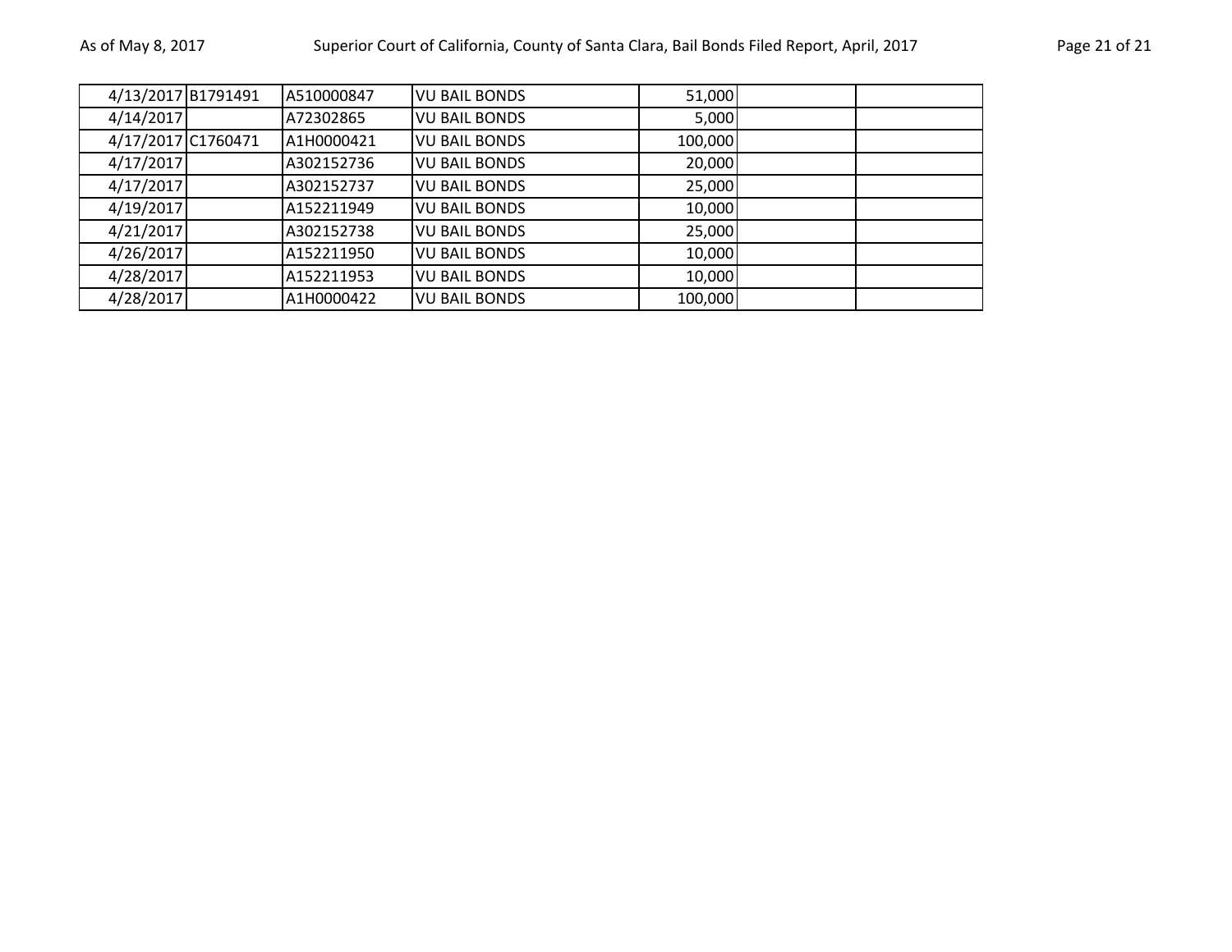| | | | | | | |
|---|---|---|---|---|---|---|
| 4/13/2017 | B1791491 | A510000847 | VU BAIL BONDS | 51,000 | | |
| 4/14/2017 | | A72302865 | VU BAIL BONDS | 5,000 | | |
| 4/17/2017 | C1760471 | A1H0000421 | VU BAIL BONDS | 100,000 | | |
| 4/17/2017 | | A302152736 | VU BAIL BONDS | 20,000 | | |
| 4/17/2017 | | A302152737 | VU BAIL BONDS | 25,000 | | |
| 4/19/2017 | | A152211949 | VU BAIL BONDS | 10,000 | | |
| 4/21/2017 | | A302152738 | VU BAIL BONDS | 25,000 | | |
| 4/26/2017 | | A152211950 | VU BAIL BONDS | 10,000 | | |
| 4/28/2017 | | A152211953 | VU BAIL BONDS | 10,000 | | |
| 4/28/2017 | | A1H0000422 | VU BAIL BONDS | 100,000 | | |